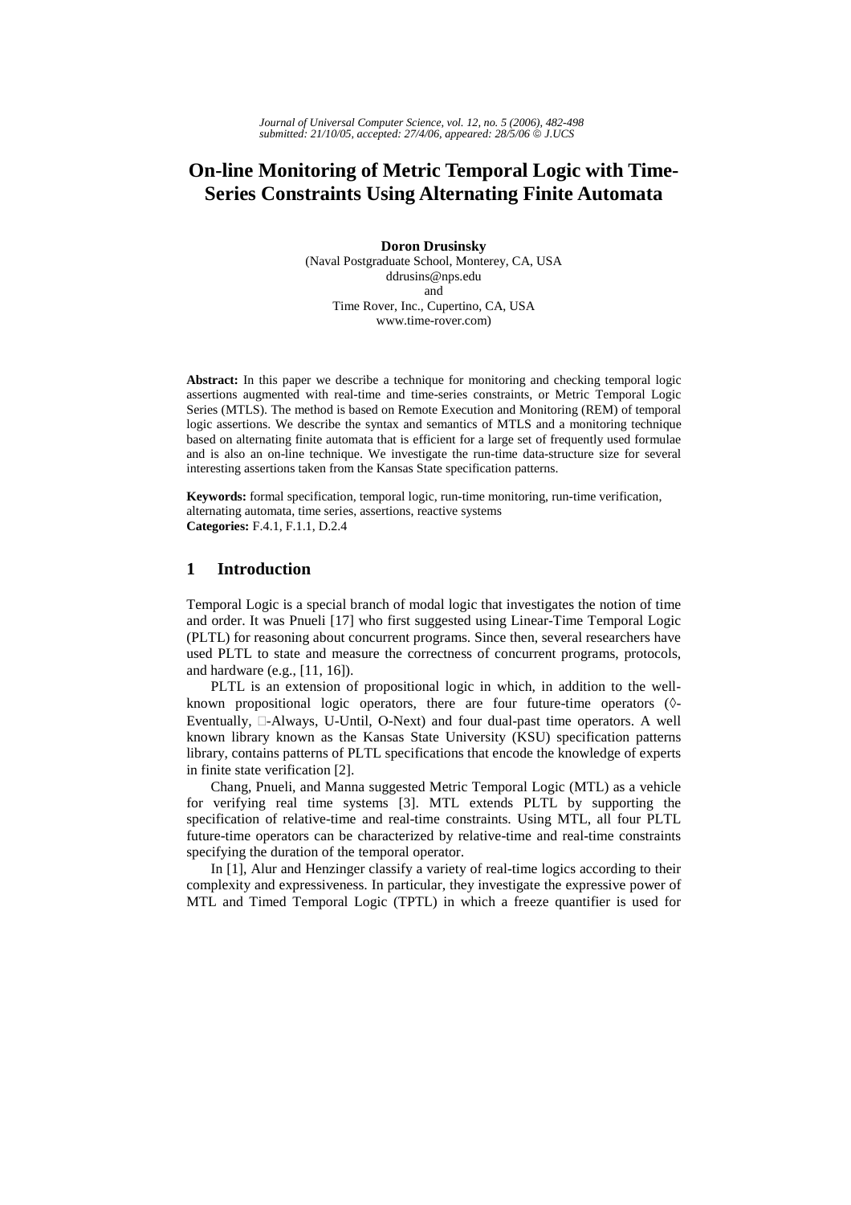# On-line Monitoring of Metric Temporal Logic with Time-Series Constraints Using Alternating Finite Automata

**Doron Drusinsky**
(Naval Postgraduate School, Monterey, CA, USA
ddrusins@nps.edu
and
Time Rover, Inc., Cupertino, CA, USA
www.time-rover.com)

**Abstract:** In this paper we describe a technique for monitoring and checking temporal logic assertions augmented with real-time and time-series constraints, or Metric Temporal Logic Series (MTLS). The method is based on Remote Execution and Monitoring (REM) of temporal logic assertions. We describe the syntax and semantics of MTLS and a monitoring technique based on alternating finite automata that is efficient for a large set of frequently used formulae and is also an on-line technique. We investigate the run-time data-structure size for several interesting assertions taken from the Kansas State specification patterns.

**Keywords:** formal specification, temporal logic, run-time monitoring, run-time verification, alternating automata, time series, assertions, reactive systems
**Categories:** F.4.1, F.1.1, D.2.4

## 1 Introduction

Temporal Logic is a special branch of modal logic that investigates the notion of time and order. It was Pnueli [17] who first suggested using Linear-Time Temporal Logic (PLTL) for reasoning about concurrent programs. Since then, several researchers have used PLTL to state and measure the correctness of concurrent programs, protocols, and hardware (e.g., [11, 16]).

PLTL is an extension of propositional logic in which, in addition to the well-known propositional logic operators, there are four future-time operators (◊-Eventually, □-Always, U-Until, O-Next) and four dual-past time operators. A well known library known as the Kansas State University (KSU) specification patterns library, contains patterns of PLTL specifications that encode the knowledge of experts in finite state verification [2].

Chang, Pnueli, and Manna suggested Metric Temporal Logic (MTL) as a vehicle for verifying real time systems [3]. MTL extends PLTL by supporting the specification of relative-time and real-time constraints. Using MTL, all four PLTL future-time operators can be characterized by relative-time and real-time constraints specifying the duration of the temporal operator.

In [1], Alur and Henzinger classify a variety of real-time logics according to their complexity and expressiveness. In particular, they investigate the expressive power of MTL and Timed Temporal Logic (TPTL) in which a freeze quantifier is used for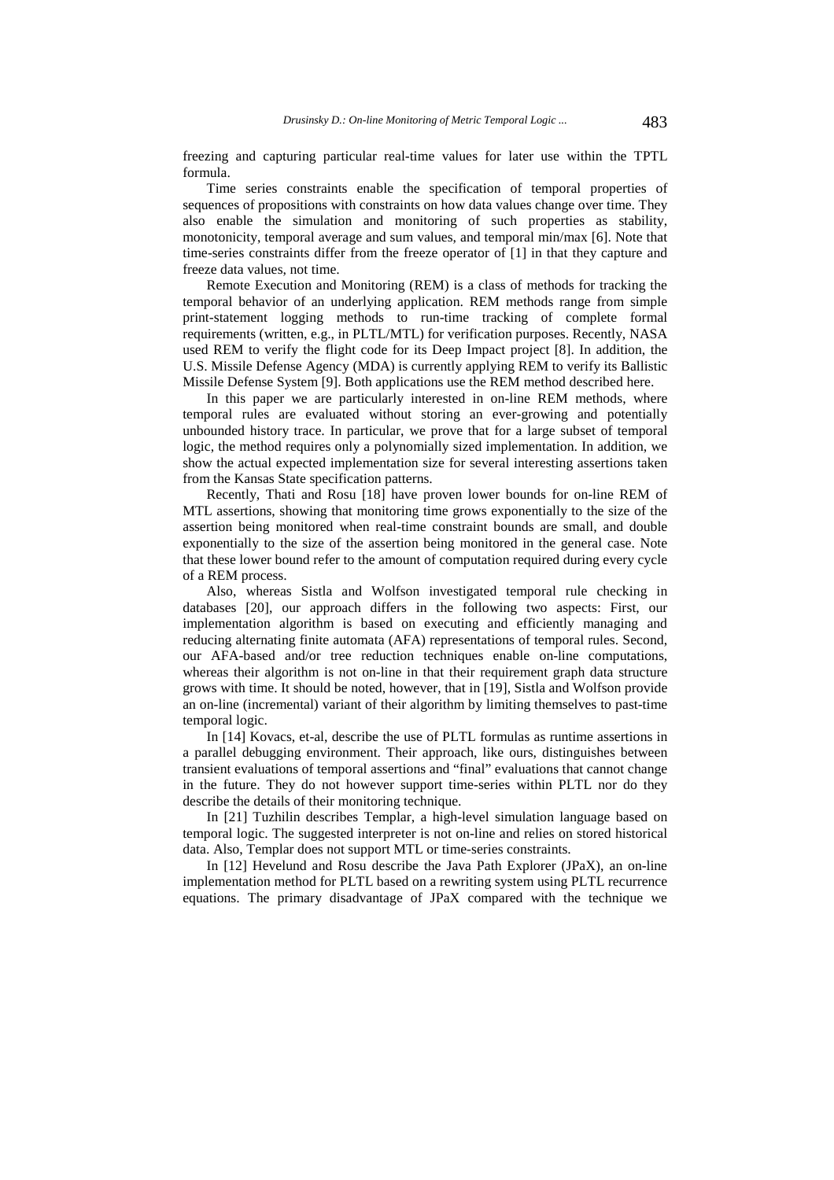freezing and capturing particular real-time values for later use within the TPTL formula.

Time series constraints enable the specification of temporal properties of sequences of propositions with constraints on how data values change over time. They also enable the simulation and monitoring of such properties as stability, monotonicity, temporal average and sum values, and temporal min/max [6]. Note that time-series constraints differ from the freeze operator of [1] in that they capture and freeze data values, not time.

Remote Execution and Monitoring (REM) is a class of methods for tracking the temporal behavior of an underlying application. REM methods range from simple print-statement logging methods to run-time tracking of complete formal requirements (written, e.g., in PLTL/MTL) for verification purposes. Recently, NASA used REM to verify the flight code for its Deep Impact project [8]. In addition, the U.S. Missile Defense Agency (MDA) is currently applying REM to verify its Ballistic Missile Defense System [9]. Both applications use the REM method described here.

In this paper we are particularly interested in on-line REM methods, where temporal rules are evaluated without storing an ever-growing and potentially unbounded history trace. In particular, we prove that for a large subset of temporal logic, the method requires only a polynomially sized implementation. In addition, we show the actual expected implementation size for several interesting assertions taken from the Kansas State specification patterns.

Recently, Thati and Rosu [18] have proven lower bounds for on-line REM of MTL assertions, showing that monitoring time grows exponentially to the size of the assertion being monitored when real-time constraint bounds are small, and double exponentially to the size of the assertion being monitored in the general case. Note that these lower bound refer to the amount of computation required during every cycle of a REM process.

Also, whereas Sistla and Wolfson investigated temporal rule checking in databases [20], our approach differs in the following two aspects: First, our implementation algorithm is based on executing and efficiently managing and reducing alternating finite automata (AFA) representations of temporal rules. Second, our AFA-based and/or tree reduction techniques enable on-line computations, whereas their algorithm is not on-line in that their requirement graph data structure grows with time. It should be noted, however, that in [19], Sistla and Wolfson provide an on-line (incremental) variant of their algorithm by limiting themselves to past-time temporal logic.

In [14] Kovacs, et-al, describe the use of PLTL formulas as runtime assertions in a parallel debugging environment. Their approach, like ours, distinguishes between transient evaluations of temporal assertions and "final" evaluations that cannot change in the future. They do not however support time-series within PLTL nor do they describe the details of their monitoring technique.

In [21] Tuzhilin describes Templar, a high-level simulation language based on temporal logic. The suggested interpreter is not on-line and relies on stored historical data. Also, Templar does not support MTL or time-series constraints.

In [12] Hevelund and Rosu describe the Java Path Explorer (JPaX), an on-line implementation method for PLTL based on a rewriting system using PLTL recurrence equations. The primary disadvantage of JPaX compared with the technique we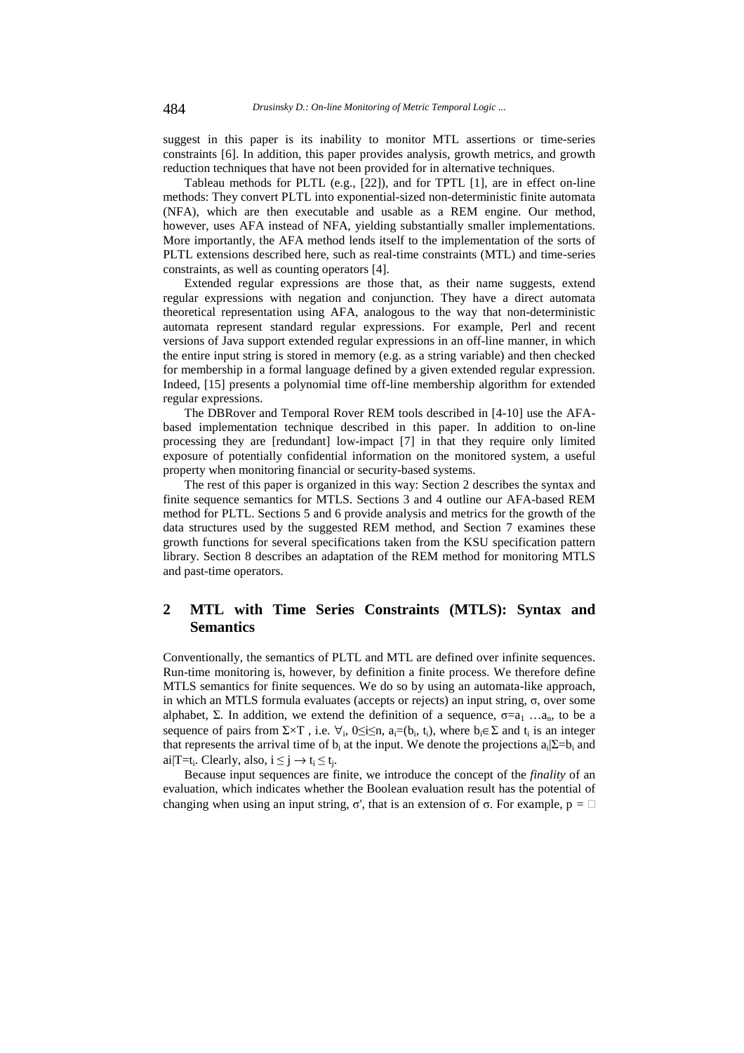suggest in this paper is its inability to monitor MTL assertions or time-series constraints [6]. In addition, this paper provides analysis, growth metrics, and growth reduction techniques that have not been provided for in alternative techniques.

Tableau methods for PLTL (e.g., [22]), and for TPTL [1], are in effect on-line methods: They convert PLTL into exponential-sized non-deterministic finite automata (NFA), which are then executable and usable as a REM engine. Our method, however, uses AFA instead of NFA, yielding substantially smaller implementations. More importantly, the AFA method lends itself to the implementation of the sorts of PLTL extensions described here, such as real-time constraints (MTL) and time-series constraints, as well as counting operators [4].

Extended regular expressions are those that, as their name suggests, extend regular expressions with negation and conjunction. They have a direct automata theoretical representation using AFA, analogous to the way that non-deterministic automata represent standard regular expressions. For example, Perl and recent versions of Java support extended regular expressions in an off-line manner, in which the entire input string is stored in memory (e.g. as a string variable) and then checked for membership in a formal language defined by a given extended regular expression. Indeed, [15] presents a polynomial time off-line membership algorithm for extended regular expressions.

The DBRover and Temporal Rover REM tools described in [4-10] use the AFA-based implementation technique described in this paper. In addition to on-line processing they are [redundant] low-impact [7] in that they require only limited exposure of potentially confidential information on the monitored system, a useful property when monitoring financial or security-based systems.

The rest of this paper is organized in this way: Section 2 describes the syntax and finite sequence semantics for MTLS. Sections 3 and 4 outline our AFA-based REM method for PLTL. Sections 5 and 6 provide analysis and metrics for the growth of the data structures used by the suggested REM method, and Section 7 examines these growth functions for several specifications taken from the KSU specification pattern library. Section 8 describes an adaptation of the REM method for monitoring MTLS and past-time operators.

## 2 MTL with Time Series Constraints (MTLS): Syntax and Semantics

Conventionally, the semantics of PLTL and MTL are defined over infinite sequences. Run-time monitoring is, however, by definition a finite process. We therefore define MTLS semantics for finite sequences. We do so by using an automata-like approach, in which an MTLS formula evaluates (accepts or rejects) an input string, $\sigma$, over some alphabet, $\Sigma$. In addition, we extend the definition of a sequence, $\sigma=a_1 \ldots a_n$, to be a sequence of pairs from $\Sigma \times T$ , i.e. $\forall_i$, $0 \leq i \leq n$, $a_i=(b_i, t_i)$, where $b_i \in \Sigma$ and $t_i$ is an integer that represents the arrival time of $b_i$ at the input. We denote the projections $a_i|\Sigma=b_i$ and $a_i|T=t_i$. Clearly, also, $i \leq j \rightarrow t_i \leq t_j$.

Because input sequences are finite, we introduce the concept of the *finality* of an evaluation, which indicates whether the Boolean evaluation result has the potential of changing when using an input string, $\sigma'$, that is an extension of $\sigma$. For example, $p = \Box$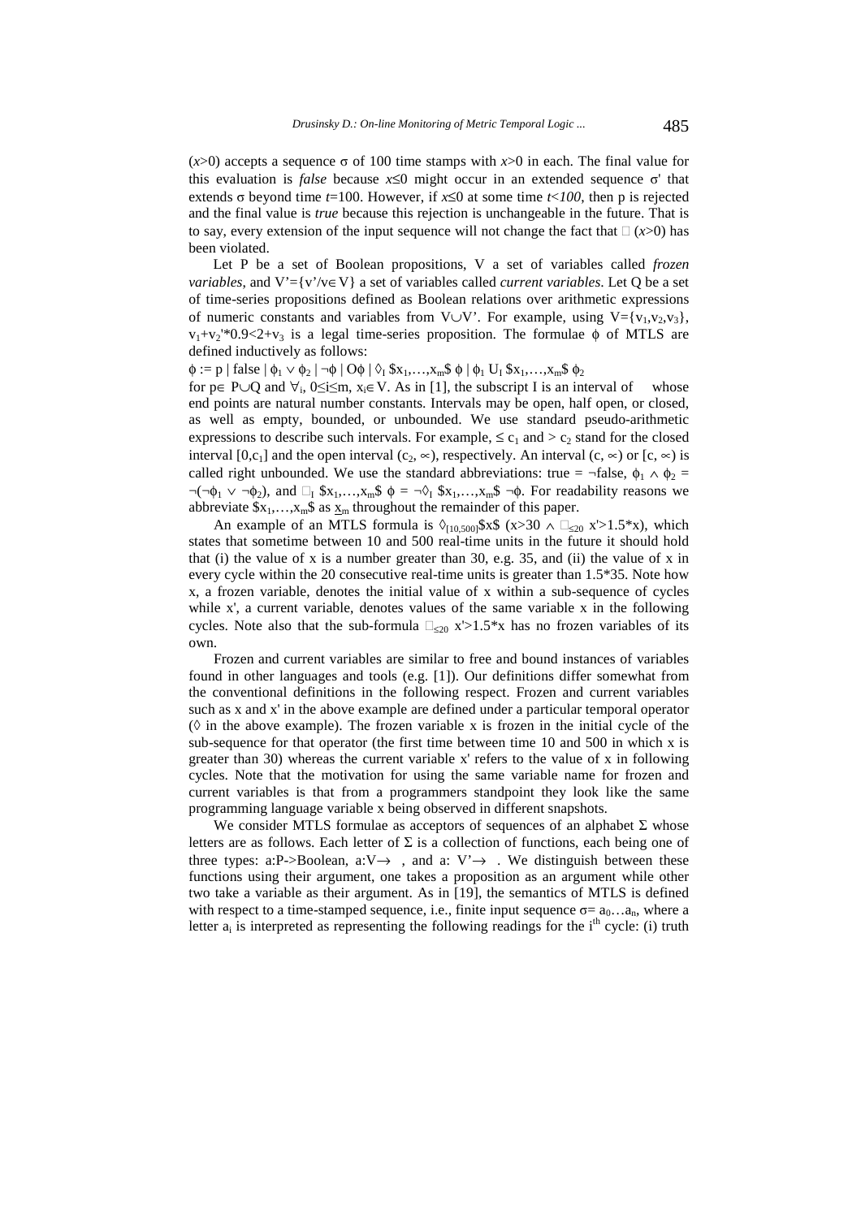($x$>0) accepts a sequence $\sigma$ of 100 time stamps with $x$>0 in each. The final value for this evaluation is *false* because $x \le 0$ might occur in an extended sequence $\sigma'$ that extends $\sigma$ beyond time $t$=100. However, if $x \le 0$ at some time $t$<*100*, then p is rejected and the final value is *true* because this rejection is unchangeable in the future. That is to say, every extension of the input sequence will not change the fact that $\Box(x>0)$ has been violated.

Let P be a set of Boolean propositions, V a set of variables called *frozen variables*, and $V' = \{v' / v \in V\}$ a set of variables called *current variables*. Let Q be a set of time-series propositions defined as Boolean relations over arithmetic expressions of numeric constants and variables from $V \cup V'$. For example, using $V = \{v_1, v_2, v_3\}$, $v_1 + v_2'*0.9 < 2 + v_3$ is a legal time-series proposition. The formulae $\phi$ of MTLS are defined inductively as follows:

$\phi := p \mid \text{false} \mid \phi_1 \vee \phi_2 \mid \neg\phi \mid O\phi \mid \Diamond_I \$x_1,\ldots,x_m\$ \; \phi \mid \phi_1 \; U_I \; \$x_1,\ldots,x_m\$ \; \phi_2$

for $p \in P \cup Q$ and $\forall_i$, $0 \le i \le m$, $x_i \in V$. As in [1], the subscript I is an interval of whose end points are natural number constants. Intervals may be open, half open, or closed, as well as empty, bounded, or unbounded. We use standard pseudo-arithmetic expressions to describe such intervals. For example, $\le c_1$ and $> c_2$ stand for the closed interval $[0, c_1]$ and the open interval $(c_2, \infty)$, respectively. An interval $(c, \infty)$ or $[c, \infty)$ is called right unbounded. We use the standard abbreviations: true = $\neg$false, $\phi_1 \wedge \phi_2 = \neg(\neg\phi_1 \vee \neg\phi_2)$, and $\Box_I \$x_1,\ldots,x_m\$ \; \phi = \neg\Diamond_I \$x_1,\ldots,x_m\$ \; \neg\phi$. For readability reasons we abbreviate $\$x_1,\ldots,x_m\$$ as $\underline{x}_m$ throughout the remainder of this paper.

An example of an MTLS formula is $\Diamond_{[10,500]}\$x\$ \; (x>30 \wedge \Box_{\le 20} \; x'>1.5*x)$, which states that sometime between 10 and 500 real-time units in the future it should hold that (i) the value of x is a number greater than 30, e.g. 35, and (ii) the value of x in every cycle within the 20 consecutive real-time units is greater than 1.5*35. Note how x, a frozen variable, denotes the initial value of x within a sub-sequence of cycles while x', a current variable, denotes values of the same variable x in the following cycles. Note also that the sub-formula $\Box_{\le 20} \; x'>1.5*x$ has no frozen variables of its own.

Frozen and current variables are similar to free and bound instances of variables found in other languages and tools (e.g. [1]). Our definitions differ somewhat from the conventional definitions in the following respect. Frozen and current variables such as x and x' in the above example are defined under a particular temporal operator ($\Diamond$ in the above example). The frozen variable x is frozen in the initial cycle of the sub-sequence for that operator (the first time between time 10 and 500 in which x is greater than 30) whereas the current variable x' refers to the value of x in following cycles. Note that the motivation for using the same variable name for frozen and current variables is that from a programmers standpoint they look like the same programming language variable x being observed in different snapshots.

We consider MTLS formulae as acceptors of sequences of an alphabet $\Sigma$ whose letters are as follows. Each letter of $\Sigma$ is a collection of functions, each being one of three types: a:P->Boolean, a:$V \rightarrow$ , and a: $V' \rightarrow$ . We distinguish between these functions using their argument, one takes a proposition as an argument while other two take a variable as their argument. As in [19], the semantics of MTLS is defined with respect to a time-stamped sequence, i.e., finite input sequence $\sigma = a_0 \ldots a_n$, where a letter $a_i$ is interpreted as representing the following readings for the $i^{th}$ cycle: (i) truth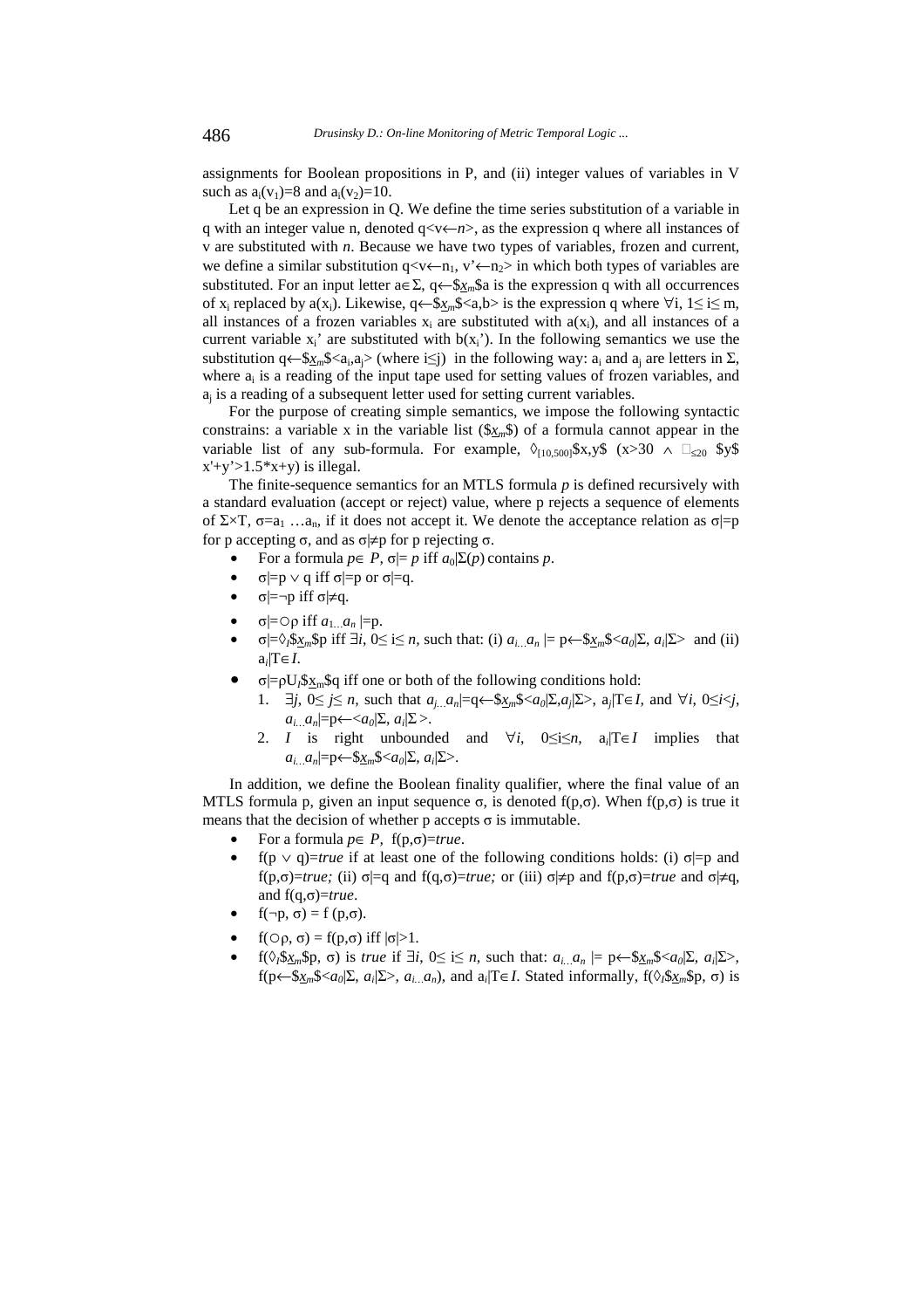assignments for Boolean propositions in P, and (ii) integer values of variables in V such as $a_i(v_1)=8$ and $a_i(v_2)=10$.

Let q be an expression in Q. We define the time series substitution of a variable in q with an integer value n, denoted $q<v \leftarrow n>$, as the expression q where all instances of v are substituted with *n*. Because we have two types of variables, frozen and current, we define a similar substitution $q<v \leftarrow n_1, v' \leftarrow n_2>$ in which both types of variables are substituted. For an input letter $a \in \Sigma$, $q \leftarrow \$\underline{x}_m\$a$ is the expression q with all occurrences of $x_i$ replaced by $a(x_i)$. Likewise, $q \leftarrow \$\underline{x}_m\$<a,b>$ is the expression q where $\forall i$, $1 \leq i \leq m$, all instances of a frozen variables $x_i$ are substituted with $a(x_i)$, and all instances of a current variable $x_i'$ are substituted with $b(x_i')$. In the following semantics we use the substitution $q \leftarrow \$\underline{x}_m\$<a_i,a_j>$ (where $i \leq j$) in the following way: $a_i$ and $a_j$ are letters in $\Sigma$, where $a_i$ is a reading of the input tape used for setting values of frozen variables, and $a_j$ is a reading of a subsequent letter used for setting current variables.

For the purpose of creating simple semantics, we impose the following syntactic constrains: a variable x in the variable list ($\$\underline{x}_m\$$) of a formula cannot appear in the variable list of any sub-formula. For example, $\Diamond_{[10,500]}\$x,y\$$ $(x>30 \wedge \Box_{\leq 20}$ $\$y\$$ $x'+y'>1.5*x+y)$ is illegal.

The finite-sequence semantics for an MTLS formula *p* is defined recursively with a standard evaluation (accept or reject) value, where p rejects a sequence of elements of $\Sigma \times T$, $\sigma = a_1 \ldots a_n$, if it does not accept it. We denote the acceptance relation as $\sigma \models p$ for p accepting $\sigma$, and as $\sigma \not\models p$ for p rejecting $\sigma$.

- For a formula $p \in P$, $\sigma \models p$ iff $a_0|\Sigma(p)$ contains *p*.
- $\sigma \models p \vee q$ iff $\sigma \models p$ or $\sigma \models q$.
- $\sigma \models \neg p$ iff $\sigma \not\models q$.
- $\sigma \models \bigcirc \rho$ iff $a_{1\ldots}a_n \models p$.
- $\sigma \models \Diamond_I \$\underline{x}_m\$p$ iff $\exists i$, $0 \leq i \leq n$, such that: (i) $a_{i\ldots}a_n \models p \leftarrow \$\underline{x}_m\$<a_0|\Sigma, a_i|\Sigma>$ and (ii) $a_i|T \in I$.
- $\sigma \models \rho U_I \$\underline{x}_m\$q$ iff one or both of the following conditions hold:
  1. $\exists j$, $0 \leq j \leq n$, such that $a_{j\ldots}a_n \models q \leftarrow \$\underline{x}_m\$<a_0|\Sigma, a_j|\Sigma>$, $a_j|T \in I$, and $\forall i$, $0 \leq i < j$, $a_{i\ldots}a_n \models p \leftarrow <a_0|\Sigma, a_i|\Sigma>$.
  2. *I* is right unbounded and $\forall i$, $0 \leq i \leq n$, $a_i|T \in I$ implies that $a_{i\ldots}a_n \models p \leftarrow \$\underline{x}_m\$<a_0|\Sigma, a_i|\Sigma>$.

In addition, we define the Boolean finality qualifier, where the final value of an MTLS formula p, given an input sequence $\sigma$, is denoted $f(p,\sigma)$. When $f(p,\sigma)$ is true it means that the decision of whether p accepts $\sigma$ is immutable.

- For a formula $p \in P$, $f(p,\sigma)=$*true*.
- $f(p \vee q)=$*true* if at least one of the following conditions holds: (i) $\sigma \models p$ and $f(p,\sigma)=$*true;* (ii) $\sigma \models q$ and $f(q,\sigma)=$*true;* or (iii) $\sigma \not\models p$ and $f(p,\sigma)=$*true* and $\sigma \not\models q$, and $f(q,\sigma)=$*true*.
- $f(\neg p, \sigma) = f(p,\sigma)$.
- $f(\bigcirc \rho, \sigma) = f(p,\sigma)$ iff $|\sigma|>1$.
- $f(\Diamond_I \$\underline{x}_m\$p, \sigma)$ is *true* if $\exists i$, $0 \leq i \leq n$, such that: $a_{i\ldots}a_n \models p \leftarrow \$\underline{x}_m\$<a_0|\Sigma, a_i|\Sigma>$, $f(p \leftarrow \$\underline{x}_m\$<a_0|\Sigma, a_i|\Sigma>, a_{i\ldots}a_n)$, and $a_i|T \in I$. Stated informally, $f(\Diamond_I \$\underline{x}_m\$p, \sigma)$ is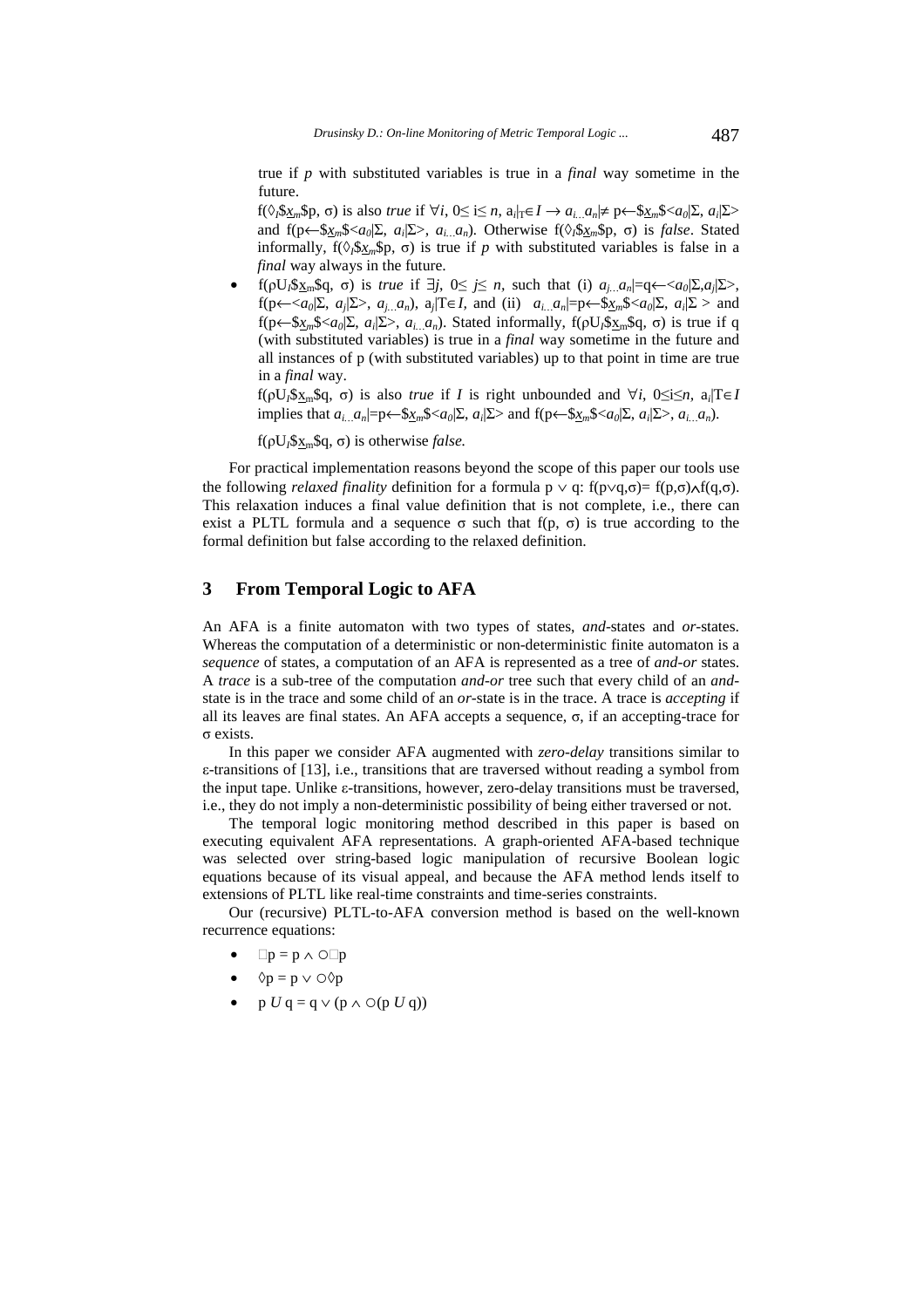true if $p$ with substituted variables is true in a *final* way sometime in the future.

$f(\Diamond_I \$\underline{x}_m\$p, \sigma)$ is also *true* if $\forall i$, $0 \leq i \leq n$, $a_i|_T \in I \rightarrow a_{i\ldots}a_n| \neq p \leftarrow \$\underline{x}_m\$<a_0|\Sigma, a_i|\Sigma>$ and $f(p \leftarrow \$\underline{x}_m\$<a_0|\Sigma, a_i|\Sigma>, a_{i\ldots}a_n)$. Otherwise $f(\Diamond_I \$\underline{x}_m\$p, \sigma)$ is *false*. Stated informally, $f(\Diamond_I \$\underline{x}_m\$p, \sigma)$ is true if $p$ with substituted variables is false in a *final* way always in the future.

- $f(\rho U_I \$\underline{x}_m\$q, \sigma)$ is *true* if $\exists j$, $0 \leq j \leq n$, such that (i) $a_{j\ldots}a_n| = q \leftarrow <a_0|\Sigma, a_j|\Sigma>$, $f(p \leftarrow <a_0|\Sigma, a_j|\Sigma>, a_{j\ldots}a_n)$, $a_j|T \in I$, and (ii) $a_{i\ldots}a_n| = p \leftarrow \$\underline{x}_m\$<a_0|\Sigma, a_i|\Sigma>$ and $f(p \leftarrow \$\underline{x}_m\$<a_0|\Sigma, a_i|\Sigma>, a_{i\ldots}a_n)$. Stated informally, $f(\rho U_I \$\underline{x}_m\$q, \sigma)$ is true if q (with substituted variables) is true in a *final* way sometime in the future and all instances of p (with substituted variables) up to that point in time are true in a *final* way.

  $f(\rho U_I \$\underline{x}_m\$q, \sigma)$ is also *true* if $I$ is right unbounded and $\forall i$, $0 \leq i \leq n$, $a_i|T \in I$ implies that $a_{i\ldots}a_n| = p \leftarrow \$\underline{x}_m\$<a_0|\Sigma, a_i|\Sigma>$ and $f(p \leftarrow \$\underline{x}_m\$<a_0|\Sigma, a_i|\Sigma>, a_{i\ldots}a_n)$.

  $f(\rho U_I \$\underline{x}_m\$q, \sigma)$ is otherwise *false.*

For practical implementation reasons beyond the scope of this paper our tools use the following *relaxed finality* definition for a formula $p \vee q$: $f(p \vee q, \sigma) = f(p, \sigma) \wedge f(q, \sigma)$. This relaxation induces a final value definition that is not complete, i.e., there can exist a PLTL formula and a sequence $\sigma$ such that $f(p, \sigma)$ is true according to the formal definition but false according to the relaxed definition.

## 3 From Temporal Logic to AFA

An AFA is a finite automaton with two types of states, *and*-states and *or*-states. Whereas the computation of a deterministic or non-deterministic finite automaton is a *sequence* of states, a computation of an AFA is represented as a tree of *and-or* states. A *trace* is a sub-tree of the computation *and-or* tree such that every child of an *and*-state is in the trace and some child of an *or*-state is in the trace. A trace is *accepting* if all its leaves are final states. An AFA accepts a sequence, $\sigma$, if an accepting-trace for $\sigma$ exists.

In this paper we consider AFA augmented with *zero-delay* transitions similar to $\varepsilon$-transitions of [13], i.e., transitions that are traversed without reading a symbol from the input tape. Unlike $\varepsilon$-transitions, however, zero-delay transitions must be traversed, i.e., they do not imply a non-deterministic possibility of being either traversed or not.

The temporal logic monitoring method described in this paper is based on executing equivalent AFA representations. A graph-oriented AFA-based technique was selected over string-based logic manipulation of recursive Boolean logic equations because of its visual appeal, and because the AFA method lends itself to extensions of PLTL like real-time constraints and time-series constraints.

Our (recursive) PLTL-to-AFA conversion method is based on the well-known recurrence equations:

- $\Box p = p \wedge \bigcirc \Box p$
- $\Diamond p = p \vee \bigcirc \Diamond p$
- $p \; U \; q = q \vee (p \wedge \bigcirc(p \; U \; q))$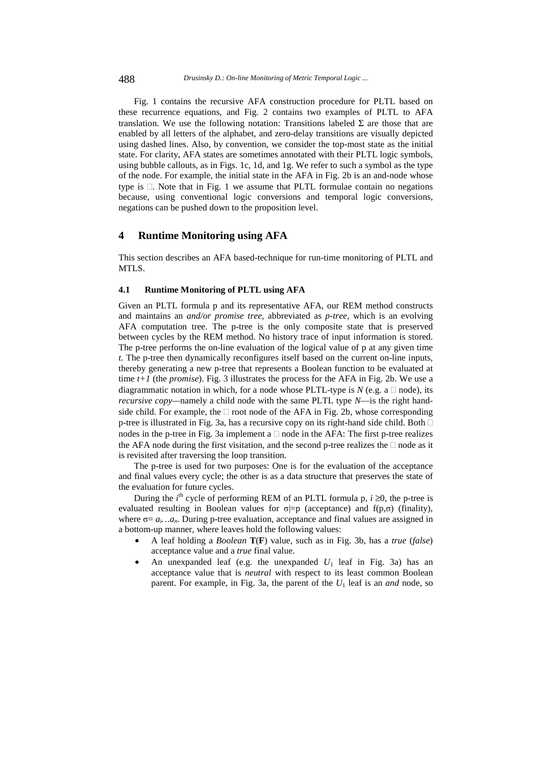Fig. 1 contains the recursive AFA construction procedure for PLTL based on these recurrence equations, and Fig. 2 contains two examples of PLTL to AFA translation. We use the following notation: Transitions labeled Σ are those that are enabled by all letters of the alphabet, and zero-delay transitions are visually depicted using dashed lines. Also, by convention, we consider the top-most state as the initial state. For clarity, AFA states are sometimes annotated with their PLTL logic symbols, using bubble callouts, as in Figs. 1c, 1d, and 1g. We refer to such a symbol as the type of the node. For example, the initial state in the AFA in Fig. 2b is an and-node whose type is □. Note that in Fig. 1 we assume that PLTL formulae contain no negations because, using conventional logic conversions and temporal logic conversions, negations can be pushed down to the proposition level.

## 4 Runtime Monitoring using AFA

This section describes an AFA based-technique for run-time monitoring of PLTL and MTLS.

### 4.1 Runtime Monitoring of PLTL using AFA

Given an PLTL formula p and its representative AFA, our REM method constructs and maintains an *and/or promise tree*, abbreviated as *p-tree*, which is an evolving AFA computation tree. The p-tree is the only composite state that is preserved between cycles by the REM method. No history trace of input information is stored. The p-tree performs the on-line evaluation of the logical value of p at any given time *t.* The p-tree then dynamically reconfigures itself based on the current on-line inputs, thereby generating a new p-tree that represents a Boolean function to be evaluated at time *t+1* (the *promise*). Fig. 3 illustrates the process for the AFA in Fig. 2b. We use a diagrammatic notation in which, for a node whose PLTL-type is *N* (e.g. a □ node), its *recursive copy*—namely a child node with the same PLTL type *N*—is the right hand-side child. For example, the □ root node of the AFA in Fig. 2b, whose corresponding p-tree is illustrated in Fig. 3a, has a recursive copy on its right-hand side child. Both □ nodes in the p-tree in Fig. 3a implement a □ node in the AFA: The first p-tree realizes the AFA node during the first visitation, and the second p-tree realizes the □ node as it is revisited after traversing the loop transition.

The p-tree is used for two purposes: One is for the evaluation of the acceptance and final values every cycle; the other is as a data structure that preserves the state of the evaluation for future cycles.

During the $i^{th}$ cycle of performing REM of an PLTL formula p, $i \geq 0$, the p-tree is evaluated resulting in Boolean values for $\sigma \models p$ (acceptance) and $f(p,\sigma)$ (finality), where $\sigma = a_i \ldots a_n$. During p-tree evaluation, acceptance and final values are assigned in a bottom-up manner, where leaves hold the following values:

- A leaf holding a *Boolean* **T**(**F**) value, such as in Fig. 3b, has a *true* (*false*) acceptance value and a *true* final value.
- An unexpanded leaf (e.g. the unexpanded $U_1$ leaf in Fig. 3a) has an acceptance value that is *neutral* with respect to its least common Boolean parent. For example, in Fig. 3a, the parent of the $U_1$ leaf is an *and* node, so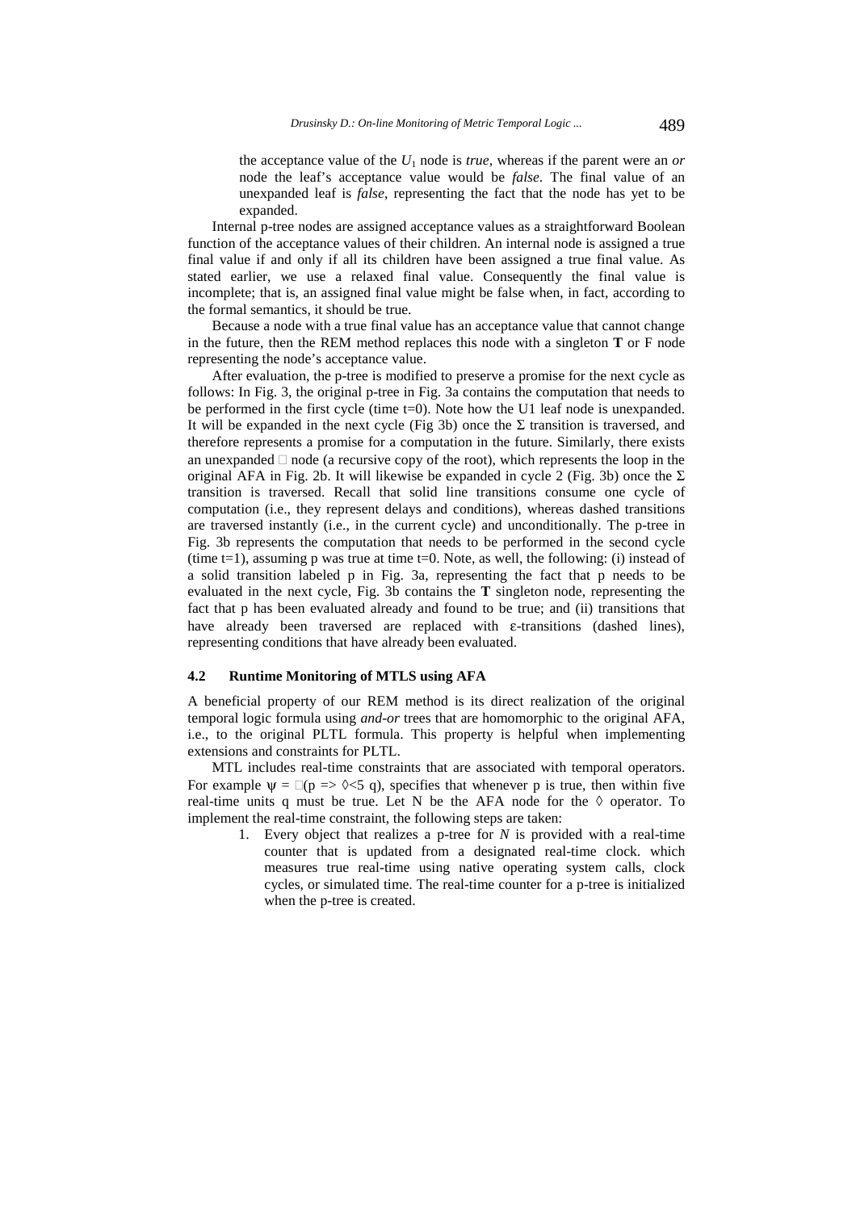the acceptance value of the $U_1$ node is *true*, whereas if the parent were an *or* node the leaf's acceptance value would be *false*. The final value of an unexpanded leaf is *false*, representing the fact that the node has yet to be expanded.

Internal p-tree nodes are assigned acceptance values as a straightforward Boolean function of the acceptance values of their children. An internal node is assigned a true final value if and only if all its children have been assigned a true final value. As stated earlier, we use a relaxed final value. Consequently the final value is incomplete; that is, an assigned final value might be false when, in fact, according to the formal semantics, it should be true.

Because a node with a true final value has an acceptance value that cannot change in the future, then the REM method replaces this node with a singleton **T** or F node representing the node's acceptance value.

After evaluation, the p-tree is modified to preserve a promise for the next cycle as follows: In Fig. 3, the original p-tree in Fig. 3a contains the computation that needs to be performed in the first cycle (time t=0). Note how the U1 leaf node is unexpanded. It will be expanded in the next cycle (Fig 3b) once the $\Sigma$ transition is traversed, and therefore represents a promise for a computation in the future. Similarly, there exists an unexpanded $\Box$ node (a recursive copy of the root), which represents the loop in the original AFA in Fig. 2b. It will likewise be expanded in cycle 2 (Fig. 3b) once the $\Sigma$ transition is traversed. Recall that solid line transitions consume one cycle of computation (i.e., they represent delays and conditions), whereas dashed transitions are traversed instantly (i.e., in the current cycle) and unconditionally. The p-tree in Fig. 3b represents the computation that needs to be performed in the second cycle (time t=1), assuming p was true at time t=0. Note, as well, the following: (i) instead of a solid transition labeled p in Fig. 3a, representing the fact that p needs to be evaluated in the next cycle, Fig. 3b contains the **T** singleton node, representing the fact that p has been evaluated already and found to be true; and (ii) transitions that have already been traversed are replaced with $\varepsilon$-transitions (dashed lines), representing conditions that have already been evaluated.

### 4.2 Runtime Monitoring of MTLS using AFA

A beneficial property of our REM method is its direct realization of the original temporal logic formula using *and-or* trees that are homomorphic to the original AFA, i.e., to the original PLTL formula. This property is helpful when implementing extensions and constraints for PLTL.

MTL includes real-time constraints that are associated with temporal operators. For example $\psi = \Box(p \Rightarrow \Diamond_{<5}\, q)$, specifies that whenever p is true, then within five real-time units q must be true. Let N be the AFA node for the $\Diamond$ operator. To implement the real-time constraint, the following steps are taken:

1. Every object that realizes a p-tree for *N* is provided with a real-time counter that is updated from a designated real-time clock. which measures true real-time using native operating system calls, clock cycles, or simulated time. The real-time counter for a p-tree is initialized when the p-tree is created.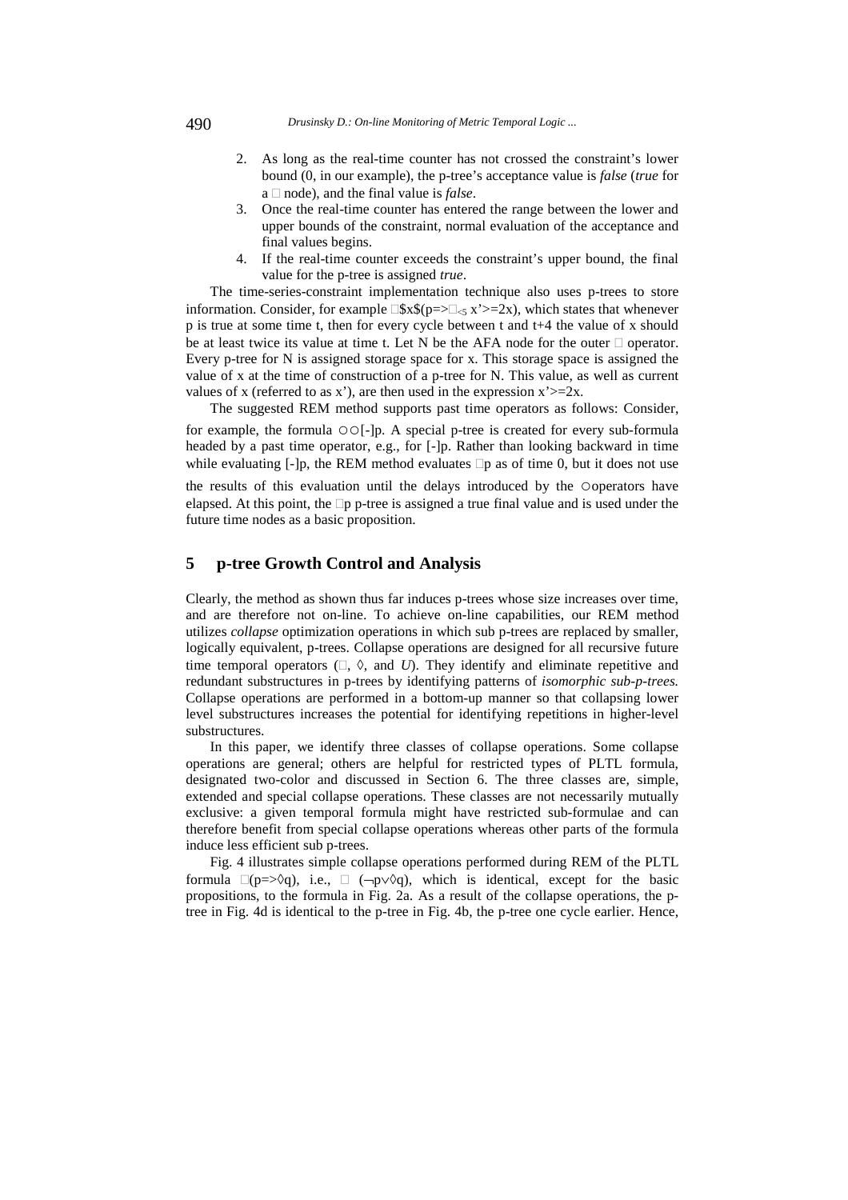2. As long as the real-time counter has not crossed the constraint's lower bound (0, in our example), the p-tree's acceptance value is *false* (*true* for a $\Box$ node), and the final value is *false*.
3. Once the real-time counter has entered the range between the lower and upper bounds of the constraint, normal evaluation of the acceptance and final values begins.
4. If the real-time counter exceeds the constraint's upper bound, the final value for the p-tree is assigned *true*.

The time-series-constraint implementation technique also uses p-trees to store information. Consider, for example $\Box$\$x\$(p=>$\Box_{<5}$ x'>=2x), which states that whenever p is true at some time t, then for every cycle between t and t+4 the value of x should be at least twice its value at time t. Let N be the AFA node for the outer $\Box$ operator. Every p-tree for N is assigned storage space for x. This storage space is assigned the value of x at the time of construction of a p-tree for N. This value, as well as current values of x (referred to as x'), are then used in the expression x'>=2x.

The suggested REM method supports past time operators as follows: Consider, for example, the formula ○○[-]p. A special p-tree is created for every sub-formula headed by a past time operator, e.g., for [-]p. Rather than looking backward in time while evaluating [-]p, the REM method evaluates $\Box$p as of time 0, but it does not use the results of this evaluation until the delays introduced by the ○operators have elapsed. At this point, the $\Box$p p-tree is assigned a true final value and is used under the future time nodes as a basic proposition.

## 5 p-tree Growth Control and Analysis

Clearly, the method as shown thus far induces p-trees whose size increases over time, and are therefore not on-line. To achieve on-line capabilities, our REM method utilizes *collapse* optimization operations in which sub p-trees are replaced by smaller, logically equivalent, p-trees. Collapse operations are designed for all recursive future time temporal operators ($\Box$, ◊, and *U*). They identify and eliminate repetitive and redundant substructures in p-trees by identifying patterns of *isomorphic sub-p-trees.* Collapse operations are performed in a bottom-up manner so that collapsing lower level substructures increases the potential for identifying repetitions in higher-level substructures.

In this paper, we identify three classes of collapse operations. Some collapse operations are general; others are helpful for restricted types of PLTL formula, designated two-color and discussed in Section 6. The three classes are, simple, extended and special collapse operations. These classes are not necessarily mutually exclusive: a given temporal formula might have restricted sub-formulae and can therefore benefit from special collapse operations whereas other parts of the formula induce less efficient sub p-trees.

Fig. 4 illustrates simple collapse operations performed during REM of the PLTL formula $\Box$(p=>◊q), i.e., $\Box$ (¬p∨◊q), which is identical, except for the basic propositions, to the formula in Fig. 2a. As a result of the collapse operations, the p-tree in Fig. 4d is identical to the p-tree in Fig. 4b, the p-tree one cycle earlier. Hence,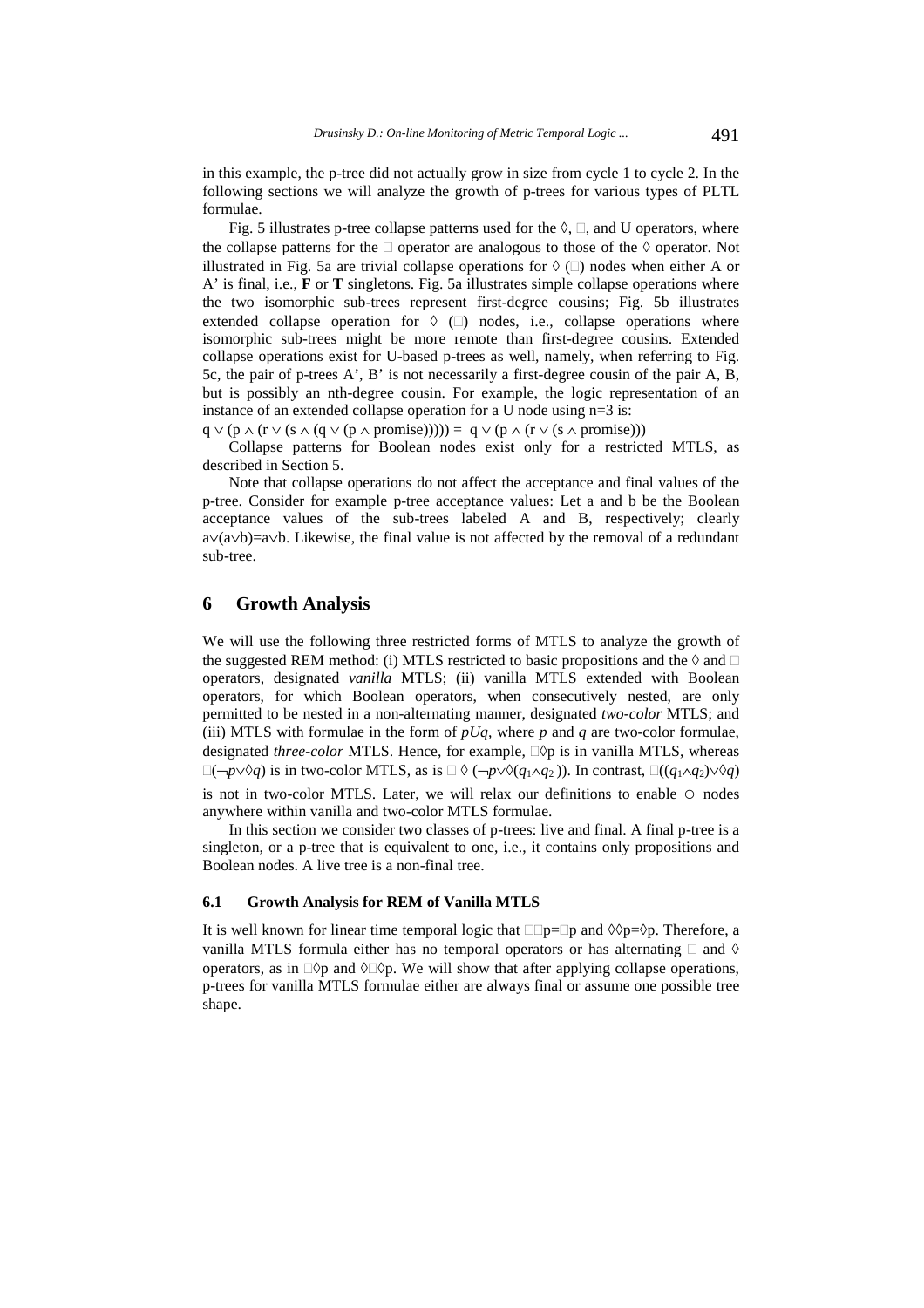in this example, the p-tree did not actually grow in size from cycle 1 to cycle 2. In the following sections we will analyze the growth of p-trees for various types of PLTL formulae.

Fig. 5 illustrates p-tree collapse patterns used for the $\Diamond$, $\Box$, and U operators, where the collapse patterns for the $\Box$ operator are analogous to those of the $\Diamond$ operator. Not illustrated in Fig. 5a are trivial collapse operations for $\Diamond$ ($\Box$) nodes when either A or A' is final, i.e., **F** or **T** singletons. Fig. 5a illustrates simple collapse operations where the two isomorphic sub-trees represent first-degree cousins; Fig. 5b illustrates extended collapse operation for $\Diamond$ ($\Box$) nodes, i.e., collapse operations where isomorphic sub-trees might be more remote than first-degree cousins. Extended collapse operations exist for U-based p-trees as well, namely, when referring to Fig. 5c, the pair of p-trees A', B' is not necessarily a first-degree cousin of the pair A, B, but is possibly an nth-degree cousin. For example, the logic representation of an instance of an extended collapse operation for a U node using n=3 is:

$q \vee (p \wedge (r \vee (s \wedge (q \vee (p \wedge \text{promise}))))) = q \vee (p \wedge (r \vee (s \wedge \text{promise})))$

Collapse patterns for Boolean nodes exist only for a restricted MTLS, as described in Section 5.

Note that collapse operations do not affect the acceptance and final values of the p-tree. Consider for example p-tree acceptance values: Let a and b be the Boolean acceptance values of the sub-trees labeled A and B, respectively; clearly $a \vee (a \vee b) = a \vee b$. Likewise, the final value is not affected by the removal of a redundant sub-tree.

## 6 Growth Analysis

We will use the following three restricted forms of MTLS to analyze the growth of the suggested REM method: (i) MTLS restricted to basic propositions and the $\Diamond$ and $\Box$ operators, designated *vanilla* MTLS; (ii) vanilla MTLS extended with Boolean operators, for which Boolean operators, when consecutively nested, are only permitted to be nested in a non-alternating manner, designated *two-color* MTLS; and (iii) MTLS with formulae in the form of $pUq$, where $p$ and $q$ are two-color formulae, designated *three-color* MTLS. Hence, for example, $\Box\Diamond p$ is in vanilla MTLS, whereas $\Box(\neg p \vee \Diamond q)$ is in two-color MTLS, as is $\Box\Diamond(\neg p \vee \Diamond(q_1 \wedge q_2))$. In contrast, $\Box((q_1 \wedge q_2) \vee \Diamond q)$ is not in two-color MTLS. Later, we will relax our definitions to enable $\circ$ nodes anywhere within vanilla and two-color MTLS formulae.

In this section we consider two classes of p-trees: live and final. A final p-tree is a singleton, or a p-tree that is equivalent to one, i.e., it contains only propositions and Boolean nodes. A live tree is a non-final tree.

### 6.1 Growth Analysis for REM of Vanilla MTLS

It is well known for linear time temporal logic that $\Box\Box p = \Box p$ and $\Diamond\Diamond p = \Diamond p$. Therefore, a vanilla MTLS formula either has no temporal operators or has alternating $\Box$ and $\Diamond$ operators, as in $\Box\Diamond p$ and $\Diamond\Box\Diamond p$. We will show that after applying collapse operations, p-trees for vanilla MTLS formulae either are always final or assume one possible tree shape.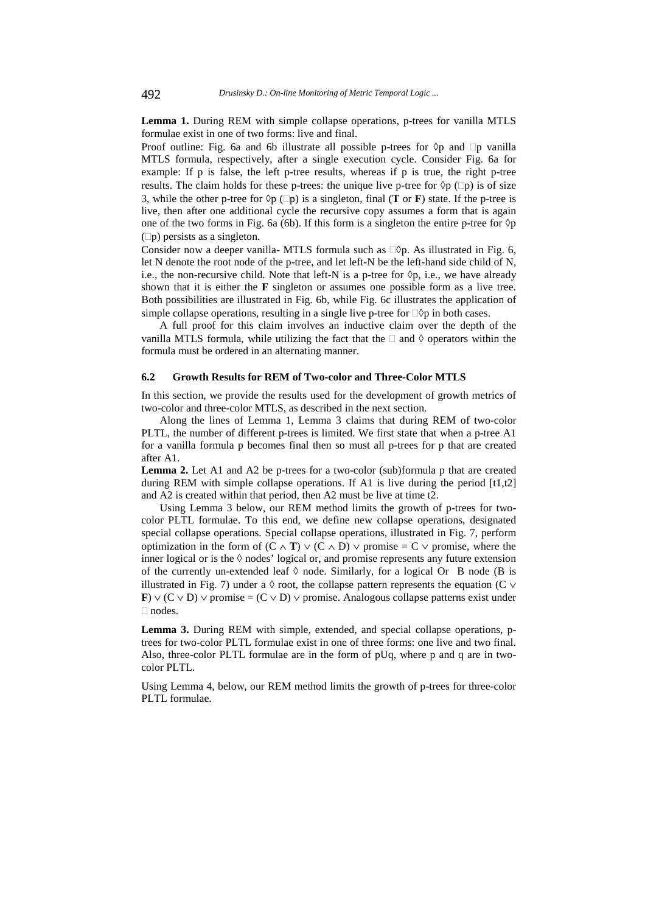**Lemma 1.** During REM with simple collapse operations, p-trees for vanilla MTLS formulae exist in one of two forms: live and final.

Proof outline: Fig. 6a and 6b illustrate all possible p-trees for ◊p and □p vanilla MTLS formula, respectively, after a single execution cycle. Consider Fig. 6a for example: If p is false, the left p-tree results, whereas if p is true, the right p-tree results. The claim holds for these p-trees: the unique live p-tree for ◊p (□p) is of size 3, while the other p-tree for ◊p (□p) is a singleton, final (**T** or **F**) state. If the p-tree is live, then after one additional cycle the recursive copy assumes a form that is again one of the two forms in Fig. 6a (6b). If this form is a singleton the entire p-tree for ◊p (□p) persists as a singleton.

Consider now a deeper vanilla- MTLS formula such as □◊p. As illustrated in Fig. 6, let N denote the root node of the p-tree, and let left-N be the left-hand side child of N, i.e., the non-recursive child. Note that left-N is a p-tree for ◊p, i.e., we have already shown that it is either the **F** singleton or assumes one possible form as a live tree. Both possibilities are illustrated in Fig. 6b, while Fig. 6c illustrates the application of simple collapse operations, resulting in a single live p-tree for □◊p in both cases.

A full proof for this claim involves an inductive claim over the depth of the vanilla MTLS formula, while utilizing the fact that the □ and ◊ operators within the formula must be ordered in an alternating manner.

### 6.2 Growth Results for REM of Two-color and Three-Color MTLS

In this section, we provide the results used for the development of growth metrics of two-color and three-color MTLS, as described in the next section.

Along the lines of Lemma 1, Lemma 3 claims that during REM of two-color PLTL, the number of different p-trees is limited. We first state that when a p-tree A1 for a vanilla formula p becomes final then so must all p-trees for p that are created after A1.

**Lemma 2.** Let A1 and A2 be p-trees for a two-color (sub)formula p that are created during REM with simple collapse operations. If A1 is live during the period [t1,t2] and A2 is created within that period, then A2 must be live at time t2.

Using Lemma 3 below, our REM method limits the growth of p-trees for two-color PLTL formulae. To this end, we define new collapse operations, designated special collapse operations. Special collapse operations, illustrated in Fig. 7, perform optimization in the form of $(C \wedge \mathbf{T}) \vee (C \wedge D) \vee \text{promise} = C \vee \text{promise}$, where the inner logical or is the ◊ nodes' logical or, and promise represents any future extension of the currently un-extended leaf ◊ node. Similarly, for a logical Or B node (B is illustrated in Fig. 7) under a ◊ root, the collapse pattern represents the equation $(C \vee \mathbf{F}) \vee (C \vee D) \vee \text{promise} = (C \vee D) \vee \text{promise}$. Analogous collapse patterns exist under □ nodes.

**Lemma 3.** During REM with simple, extended, and special collapse operations, p-trees for two-color PLTL formulae exist in one of three forms: one live and two final. Also, three-color PLTL formulae are in the form of pUq, where p and q are in two-color PLTL.

Using Lemma 4, below, our REM method limits the growth of p-trees for three-color PLTL formulae.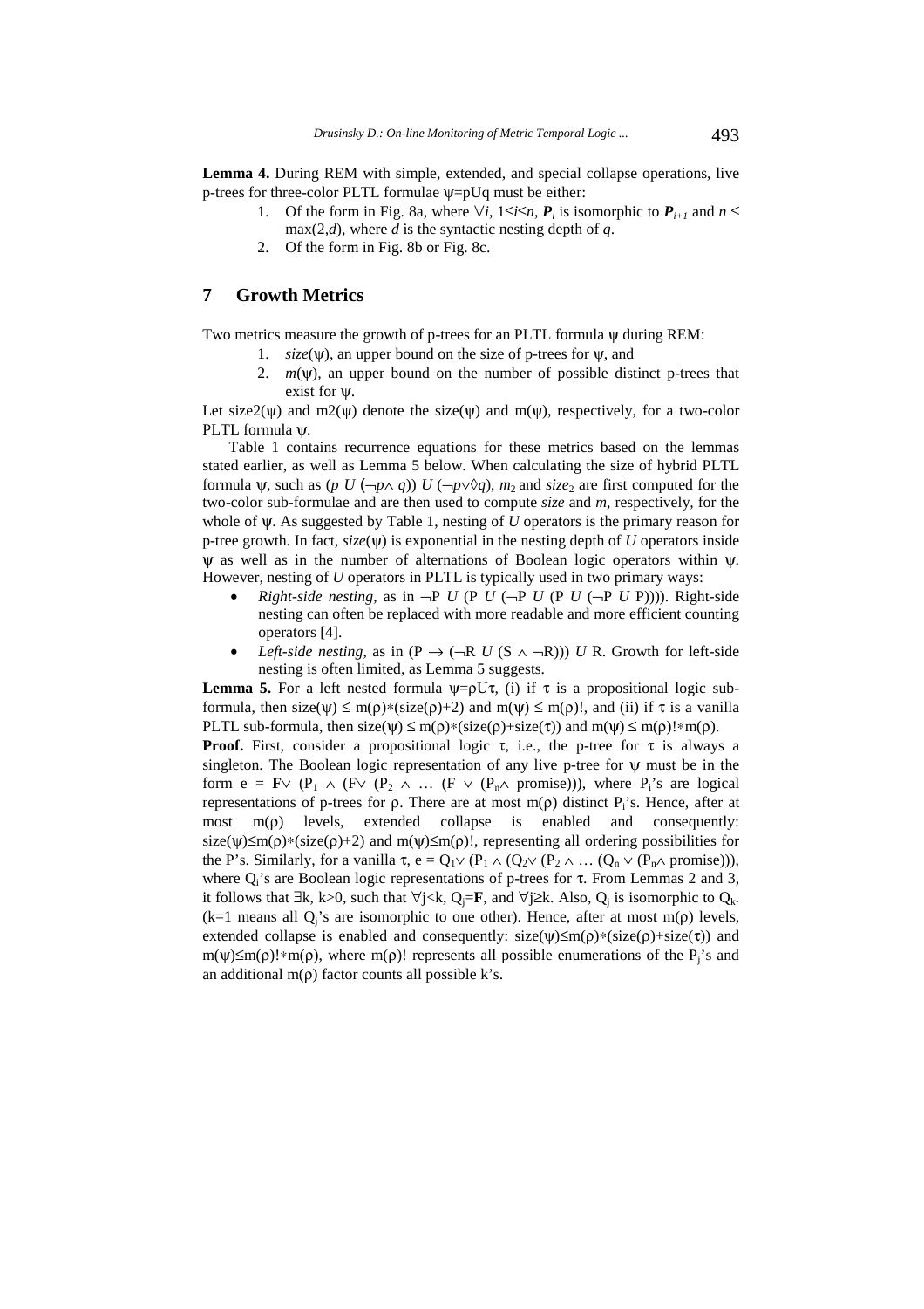**Lemma 4.** During REM with simple, extended, and special collapse operations, live p-trees for three-color PLTL formulae $\psi$=pUq must be either:

1. Of the form in Fig. 8a, where $\forall i$, $1 \leq i \leq n$, $\boldsymbol{P}_i$ is isomorphic to $\boldsymbol{P}_{i+1}$ and $n \leq \max(2,d)$, where $d$ is the syntactic nesting depth of $q$.
2. Of the form in Fig. 8b or Fig. 8c.

## 7 Growth Metrics

Two metrics measure the growth of p-trees for an PLTL formula $\psi$ during REM:

1. *size*($\psi$), an upper bound on the size of p-trees for $\psi$, and
2. $m(\psi)$, an upper bound on the number of possible distinct p-trees that exist for $\psi$.

Let size2($\psi$) and m2($\psi$) denote the size($\psi$) and m($\psi$), respectively, for a two-color PLTL formula $\psi$.

Table 1 contains recurrence equations for these metrics based on the lemmas stated earlier, as well as Lemma 5 below. When calculating the size of hybrid PLTL formula $\psi$, such as $(p\ U\ (\neg p \wedge q))\ U\ (\neg p \vee \Diamond q)$, $m_2$ and $size_2$ are first computed for the two-color sub-formulae and are then used to compute *size* and *m*, respectively, for the whole of $\psi$. As suggested by Table 1, nesting of *U* operators is the primary reason for p-tree growth. In fact, *size*($\psi$) is exponential in the nesting depth of *U* operators inside $\psi$ as well as in the number of alternations of Boolean logic operators within $\psi$. However, nesting of *U* operators in PLTL is typically used in two primary ways:

- *Right-side nesting*, as in $\neg$P *U* (P *U* ($\neg$P *U* (P *U* ($\neg$P *U* P)))). Right-side nesting can often be replaced with more readable and more efficient counting operators [4].
- *Left-side nesting*, as in (P $\rightarrow$ ($\neg$R *U* (S $\wedge$ $\neg$R))) *U* R. Growth for left-side nesting is often limited, as Lemma 5 suggests.

**Lemma 5.** For a left nested formula $\psi=\rho U \tau$, (i) if $\tau$ is a propositional logic sub-formula, then $size(\psi) \leq m(\rho)*(size(\rho)+2)$ and $m(\psi) \leq m(\rho)!$, and (ii) if $\tau$ is a vanilla PLTL sub-formula, then $size(\psi) \leq m(\rho)*(size(\rho)+size(\tau))$ and $m(\psi) \leq m(\rho)!*m(\rho)$.

**Proof.** First, consider a propositional logic $\tau$, i.e., the p-tree for $\tau$ is always a singleton. The Boolean logic representation of any live p-tree for $\psi$ must be in the form e = **F**$\vee$ ($P_1$ $\wedge$ (F$\vee$ ($P_2$ $\wedge$ … (F $\vee$ ($P_n$$\wedge$ promise))), where $P_i$'s are logical representations of p-trees for $\rho$. There are at most $m(\rho)$ distinct $P_i$'s. Hence, after at most $m(\rho)$ levels, extended collapse is enabled and consequently: $size(\psi) \leq m(\rho)*(size(\rho)+2)$ and $m(\psi) \leq m(\rho)!$, representing all ordering possibilities for the P's. Similarly, for a vanilla $\tau$, e = $Q_1$$\vee$ ($P_1$ $\wedge$ ($Q_2$$\vee$ ($P_2$ $\wedge$ … ($Q_n$ $\vee$ ($P_n$$\wedge$ promise))), where $Q_i$'s are Boolean logic representations of p-trees for $\tau$. From Lemmas 2 and 3, it follows that $\exists$k, k>0, such that $\forall$j<k, $Q_j$=**F**, and $\forall$j$\geq$k. Also, $Q_j$ is isomorphic to $Q_k$. (k=1 means all $Q_j$'s are isomorphic to one other). Hence, after at most $m(\rho)$ levels, extended collapse is enabled and consequently: $size(\psi) \leq m(\rho)*(size(\rho)+size(\tau))$ and $m(\psi) \leq m(\rho)!*m(\rho)$, where $m(\rho)!$ represents all possible enumerations of the $P_j$'s and an additional $m(\rho)$ factor counts all possible k's.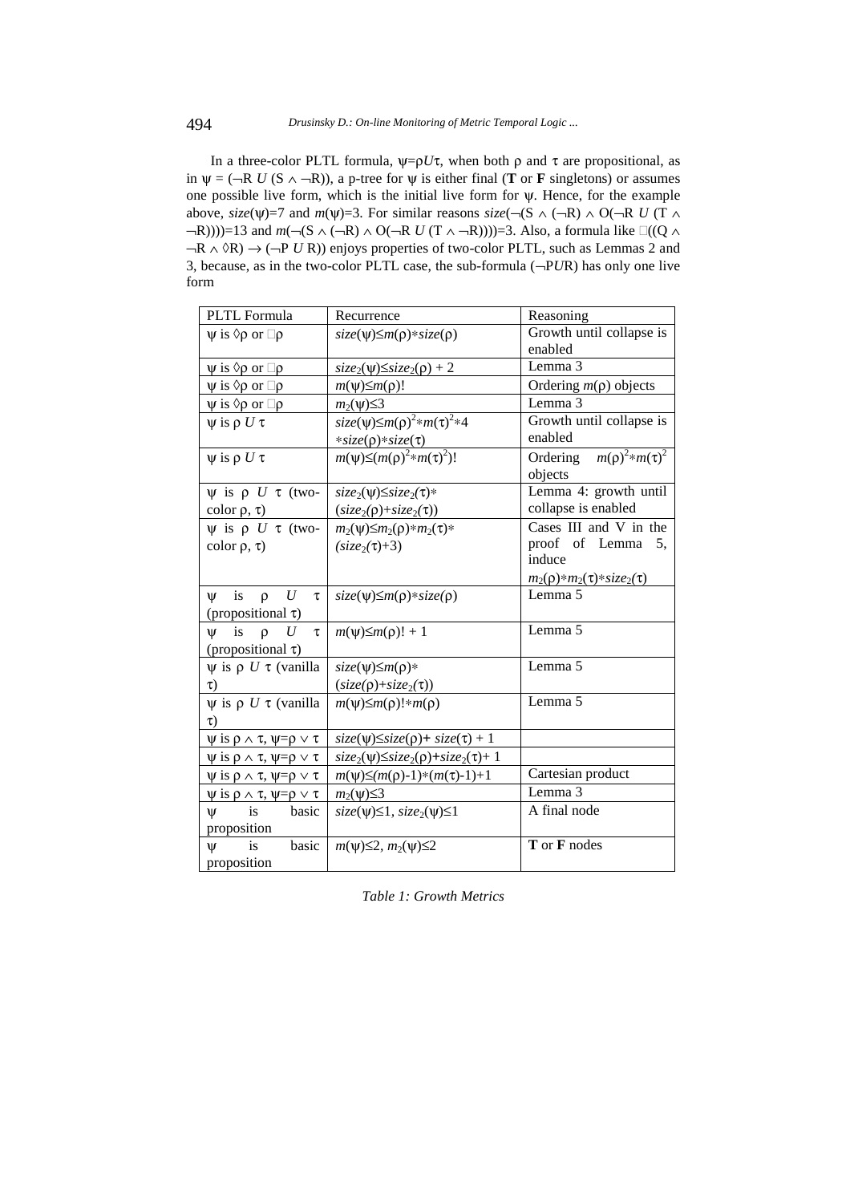In a three-color PLTL formula, $\psi=\rho U\tau$, when both $\rho$ and $\tau$ are propositional, as in $\psi = (\neg R\ U\ (S \wedge \neg R))$, a p-tree for $\psi$ is either final (**T** or **F** singletons) or assumes one possible live form, which is the initial live form for $\psi$. Hence, for the example above, $size(\psi)=7$ and $m(\psi)=3$. For similar reasons $size(\neg(S \wedge (\neg R) \wedge O(\neg R\ U\ (T \wedge \neg R))))=13$ and $m(\neg(S \wedge (\neg R) \wedge O(\neg R\ U\ (T \wedge \neg R))))=3$. Also, a formula like $\Box((Q \wedge \neg R \wedge \Diamond R) \rightarrow (\neg P\ U\ R))$ enjoys properties of two-color PLTL, such as Lemmas 2 and 3, because, as in the two-color PLTL case, the sub-formula $(\neg P U R)$ has only one live form

| PLTL Formula | Recurrence | Reasoning |
|---|---|---|
| $\psi$ is $\Diamond\rho$ or $\Box\rho$ | $size(\psi)\leq m(\rho) * size(\rho)$ | Growth until collapse is enabled |
| $\psi$ is $\Diamond\rho$ or $\Box\rho$ | $size_2(\psi)\leq size_2(\rho) + 2$ | Lemma 3 |
| $\psi$ is $\Diamond\rho$ or $\Box\rho$ | $m(\psi)\leq m(\rho)!$ | Ordering $m(\rho)$ objects |
| $\psi$ is $\Diamond\rho$ or $\Box\rho$ | $m_2(\psi)\leq 3$ | Lemma 3 |
| $\psi$ is $\rho\ U\ \tau$ | $size(\psi)\leq m(\rho)^2 * m(\tau)^2 * 4 * size(\rho) * size(\tau)$ | Growth until collapse is enabled |
| $\psi$ is $\rho\ U\ \tau$ | $m(\psi)\leq (m(\rho)^2 * m(\tau)^2)!$ | Ordering $m(\rho)^2 * m(\tau)^2$ objects |
| $\psi$ is $\rho\ U\ \tau$ (two-color $\rho$, $\tau$) | $size_2(\psi)\leq size_2(\tau) * (size_2(\rho)+size_2(\tau))$ | Lemma 4: growth until collapse is enabled |
| $\psi$ is $\rho\ U\ \tau$ (two-color $\rho$, $\tau$) | $m_2(\psi)\leq m_2(\rho) * m_2(\tau) * (size_2(\tau)+3)$ | Cases III and V in the proof of Lemma 5, induce $m_2(\rho) * m_2(\tau) * size_2(\tau)$ |
| $\psi$ is $\rho\ U\ \tau$ (propositional $\tau$) | $size(\psi)\leq m(\rho) * size(\rho)$ | Lemma 5 |
| $\psi$ is $\rho\ U\ \tau$ (propositional $\tau$) | $m(\psi)\leq m(\rho)! + 1$ | Lemma 5 |
| $\psi$ is $\rho\ U\ \tau$ (vanilla $\tau$) | $size(\psi)\leq m(\rho) * (size(\rho)+size_2(\tau))$ | Lemma 5 |
| $\psi$ is $\rho\ U\ \tau$ (vanilla $\tau$) | $m(\psi)\leq m(\rho)! * m(\rho)$ | Lemma 5 |
| $\psi$ is $\rho \wedge \tau$, $\psi=\rho \vee \tau$ | $size(\psi)\leq size(\rho) + size(\tau) + 1$ | |
| $\psi$ is $\rho \wedge \tau$, $\psi=\rho \vee \tau$ | $size_2(\psi)\leq size_2(\rho)+size_2(\tau) + 1$ | |
| $\psi$ is $\rho \wedge \tau$, $\psi=\rho \vee \tau$ | $m(\psi)\leq (m(\rho)-1) * (m(\tau)-1)+1$ | Cartesian product |
| $\psi$ is $\rho \wedge \tau$, $\psi=\rho \vee \tau$ | $m_2(\psi)\leq 3$ | Lemma 3 |
| $\psi$ is basic proposition | $size(\psi)\leq 1$, $size_2(\psi)\leq 1$ | A final node |
| $\psi$ is basic proposition | $m(\psi)\leq 2$, $m_2(\psi)\leq 2$ | **T** or **F** nodes |

*Table 1: Growth Metrics*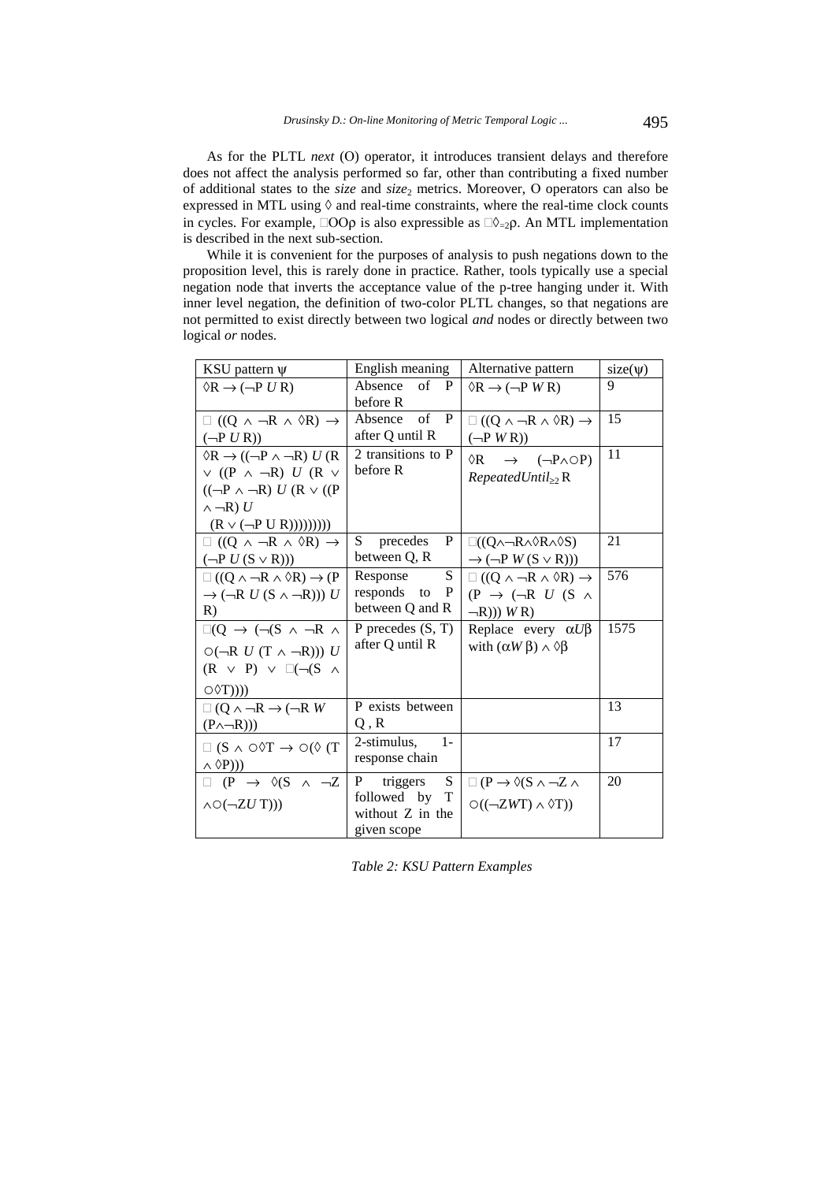As for the PLTL *next* (O) operator, it introduces transient delays and therefore does not affect the analysis performed so far, other than contributing a fixed number of additional states to the *size* and *size*$_2$ metrics. Moreover, O operators can also be expressed in MTL using $\Diamond$ and real-time constraints, where the real-time clock counts in cycles. For example, $\Box OO\rho$ is also expressible as $\Box\Diamond_{=2}\rho$. An MTL implementation is described in the next sub-section.

While it is convenient for the purposes of analysis to push negations down to the proposition level, this is rarely done in practice. Rather, tools typically use a special negation node that inverts the acceptance value of the p-tree hanging under it. With inner level negation, the definition of two-color PLTL changes, so that negations are not permitted to exist directly between two logical *and* nodes or directly between two logical *or* nodes.

| KSU pattern $\psi$ | English meaning | Alternative pattern | size($\psi$) |
|---|---|---|---|
| $\Diamond R \rightarrow (\neg P\ U\ R)$ | Absence of P before R | $\Diamond R \rightarrow (\neg P\ W\ R)$ | 9 |
| $\Box\ ((Q \wedge \neg R \wedge \Diamond R) \rightarrow (\neg P\ U\ R))$ | Absence of P after Q until R | $\Box\ ((Q \wedge \neg R \wedge \Diamond R) \rightarrow (\neg P\ W\ R))$ | 15 |
| $\Diamond R \rightarrow ((\neg P \wedge \neg R)\ U\ (R \vee ((P \wedge \neg R)\ U\ (R \vee ((\neg P \wedge \neg R)\ U\ (R \vee ((P \wedge \neg R)\ U\ (R \vee (\neg P\ U\ R))))))))$ | 2 transitions to P before R | $\Diamond R \rightarrow (\neg P \wedge \circ P)$ $RepeatedUntil_{\geq 2}$ R | 11 |
| $\Box\ ((Q \wedge \neg R \wedge \Diamond R) \rightarrow (\neg P\ U\ (S \vee R)))$ | S precedes P between Q, R | $\Box((Q \wedge \neg R \wedge \Diamond R \wedge \Diamond S) \rightarrow (\neg P\ W\ (S \vee R)))$ | 21 |
| $\Box\ ((Q \wedge \neg R \wedge \Diamond R) \rightarrow (P \rightarrow (\neg R\ U\ (S \wedge \neg R)))\ U\ R)$ | Response S responds to P between Q and R | $\Box\ ((Q \wedge \neg R \wedge \Diamond R) \rightarrow (P \rightarrow (\neg R\ U\ (S \wedge \neg R)))\ W\ R)$ | 576 |
| $\Box(Q \rightarrow (\neg(S \wedge \neg R \wedge \circ(\neg R\ U\ (T \wedge \neg R)))\ U\ (R \vee P) \vee \Box(\neg(S \wedge \circ\Diamond T))))$ | P precedes (S, T) after Q until R | Replace every $\alpha U\beta$ with $(\alpha W \beta) \wedge \Diamond\beta$ | 1575 |
| $\Box\ (Q \wedge \neg R \rightarrow (\neg R\ W\ (P \wedge \neg R)))$ | P exists between Q , R | | 13 |
| $\Box\ (S \wedge \circ\Diamond T \rightarrow \circ(\Diamond\ (T \wedge \Diamond P)))$ | 2-stimulus, 1-response chain | | 17 |
| $\Box\ (P \rightarrow \Diamond(S \wedge \neg Z \wedge \circ(\neg Z U\ T)))$ | P triggers S followed by T without Z in the given scope | $\Box\ (P \rightarrow \Diamond(S \wedge \neg Z \wedge \circ((\neg Z W T) \wedge \Diamond T))$ | 20 |

*Table 2: KSU Pattern Examples*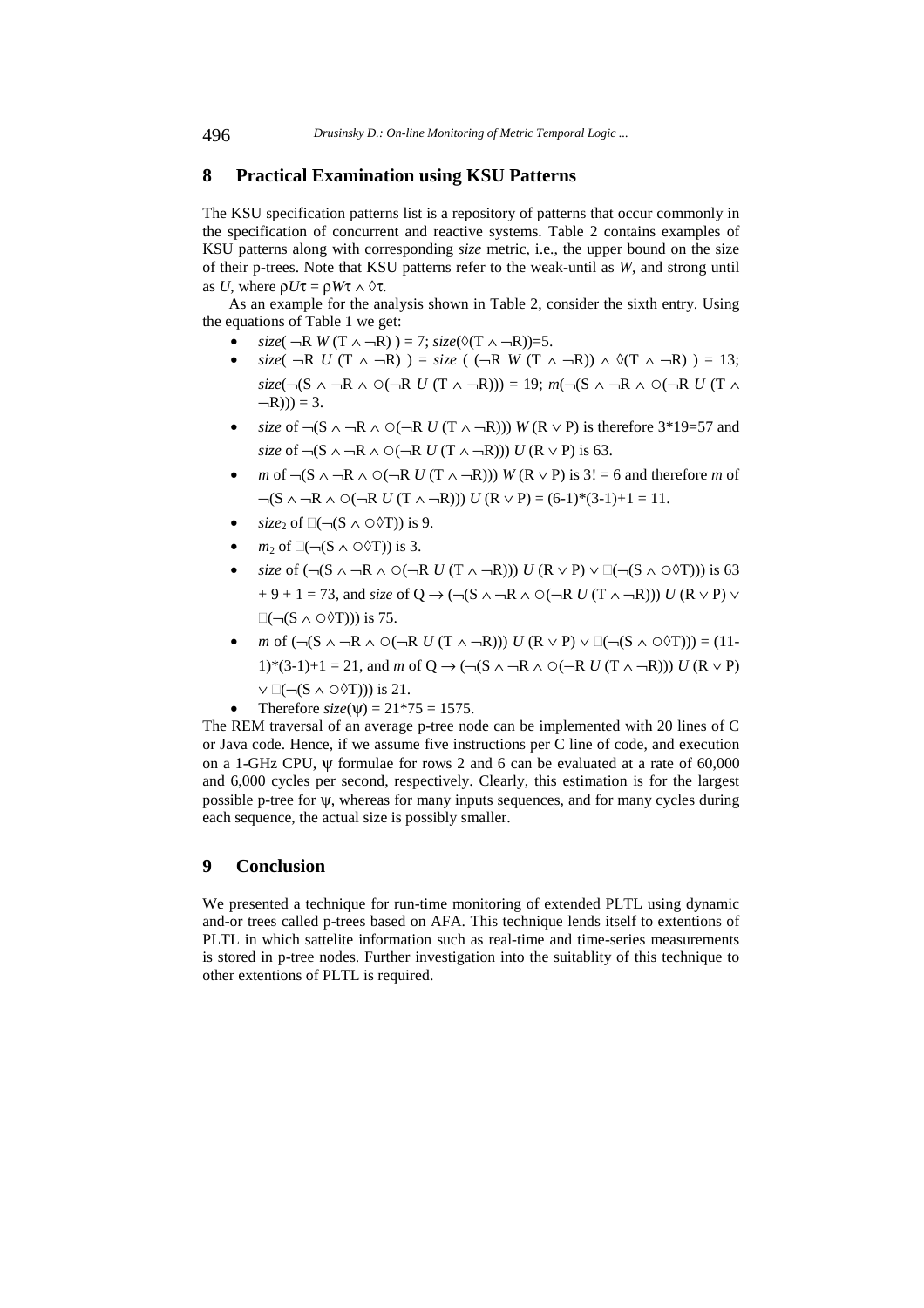## 8 Practical Examination using KSU Patterns

The KSU specification patterns list is a repository of patterns that occur commonly in the specification of concurrent and reactive systems. Table 2 contains examples of KSU patterns along with corresponding *size* metric, i.e., the upper bound on the size of their p-trees. Note that KSU patterns refer to the weak-until as *W*, and strong until as *U*, where $\rho U \tau = \rho W \tau \wedge \Diamond\tau$.

As an example for the analysis shown in Table 2, consider the sixth entry. Using the equations of Table 1 we get:

- $size(\neg R\ W\ (T \wedge \neg R)) = 7$; $size(\Diamond(T \wedge \neg R)) = 5$.
- $size(\neg R\ U\ (T \wedge \neg R)) = size\ ((\neg R\ W\ (T \wedge \neg R)) \wedge \Diamond(T \wedge \neg R)) = 13$; $size(\neg(S \wedge \neg R \wedge \bigcirc(\neg R\ U\ (T \wedge \neg R))) = 19$; $m(\neg(S \wedge \neg R \wedge \bigcirc(\neg R\ U\ (T \wedge \neg R))) = 3$.
- *size* of $\neg(S \wedge \neg R \wedge \bigcirc(\neg R\ U\ (T \wedge \neg R)))\ W\ (R \vee P)$ is therefore 3\*19=57 and *size* of $\neg(S \wedge \neg R \wedge \bigcirc(\neg R\ U\ (T \wedge \neg R)))\ U\ (R \vee P)$ is 63.
- *m* of $\neg(S \wedge \neg R \wedge \bigcirc(\neg R\ U\ (T \wedge \neg R)))\ W\ (R \vee P)$ is $3! = 6$ and therefore *m* of $\neg(S \wedge \neg R \wedge \bigcirc(\neg R\ U\ (T \wedge \neg R)))\ U\ (R \vee P) = (6\text{-}1)*(3\text{-}1)+1 = 11$.
- $size_2$ of $\Box(\neg(S \wedge \bigcirc\Diamond T))$ is 9.
- $m_2$ of $\Box(\neg(S \wedge \bigcirc\Diamond T))$ is 3.
- *size* of $(\neg(S \wedge \neg R \wedge \bigcirc(\neg R\ U\ (T \wedge \neg R)))\ U\ (R \vee P) \vee \Box(\neg(S \wedge \bigcirc\Diamond T)))$ is 63 + 9 + 1 = 73, and *size* of $Q \rightarrow (\neg(S \wedge \neg R \wedge \bigcirc(\neg R\ U\ (T \wedge \neg R)))\ U\ (R \vee P) \vee \Box(\neg(S \wedge \bigcirc\Diamond T)))$ is 75.
- *m* of $(\neg(S \wedge \neg R \wedge \bigcirc(\neg R\ U\ (T \wedge \neg R)))\ U\ (R \vee P) \vee \Box(\neg(S \wedge \bigcirc\Diamond T))) = (11\text{-}1)*(3\text{-}1)+1 = 21$, and *m* of $Q \rightarrow (\neg(S \wedge \neg R \wedge \bigcirc(\neg R\ U\ (T \wedge \neg R)))\ U\ (R \vee P) \vee \Box(\neg(S \wedge \bigcirc\Diamond T)))$ is 21.
- Therefore $size(\psi) = 21*75 = 1575$.

The REM traversal of an average p-tree node can be implemented with 20 lines of C or Java code. Hence, if we assume five instructions per C line of code, and execution on a 1-GHz CPU, $\psi$ formulae for rows 2 and 6 can be evaluated at a rate of 60,000 and 6,000 cycles per second, respectively. Clearly, this estimation is for the largest possible p-tree for $\psi$, whereas for many inputs sequences, and for many cycles during each sequence, the actual size is possibly smaller.

## 9 Conclusion

We presented a technique for run-time monitoring of extended PLTL using dynamic and-or trees called p-trees based on AFA. This technique lends itself to extentions of PLTL in which sattelite information such as real-time and time-series measurements is stored in p-tree nodes. Further investigation into the suitablity of this technique to other extentions of PLTL is required.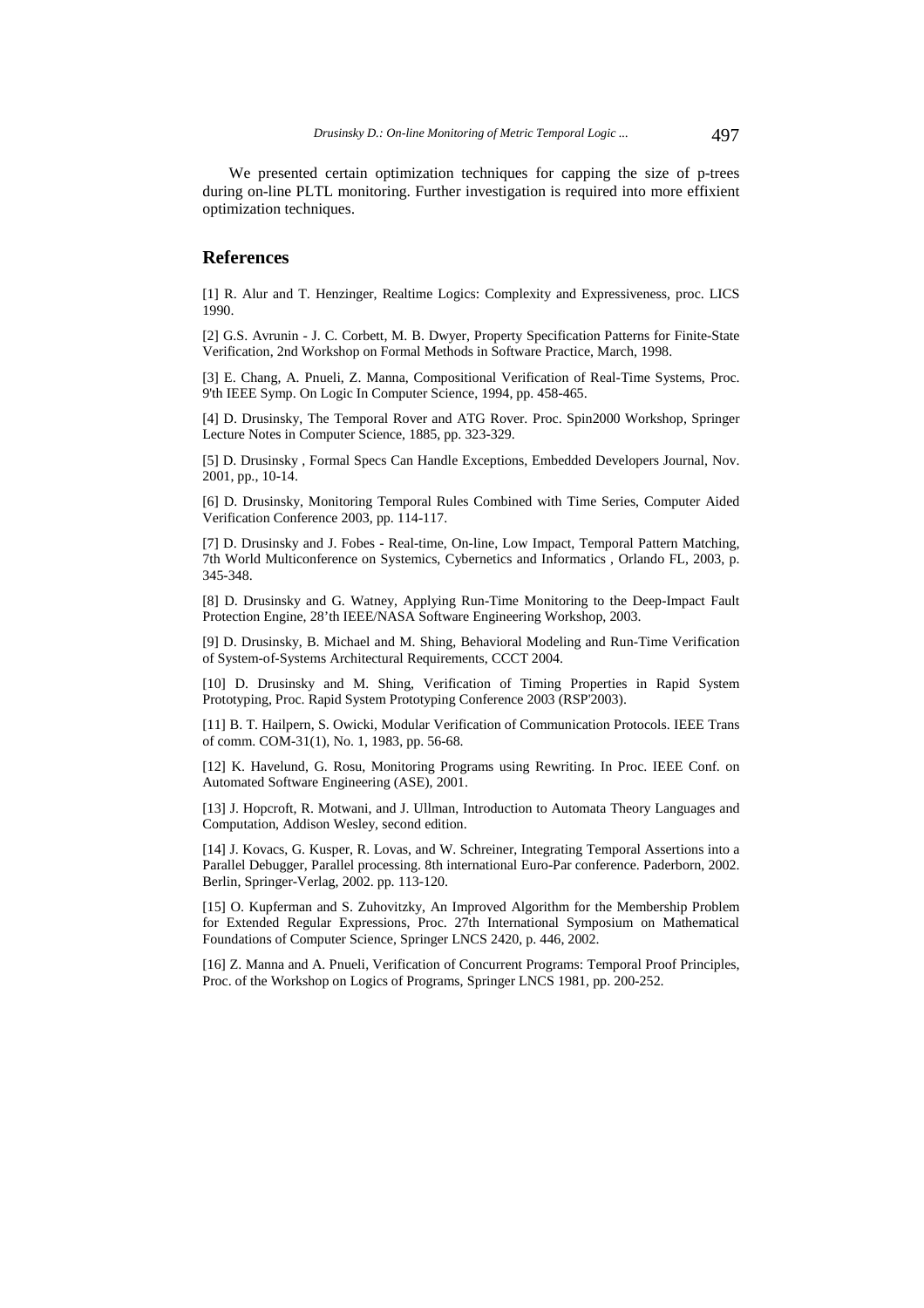We presented certain optimization techniques for capping the size of p-trees during on-line PLTL monitoring. Further investigation is required into more effixient optimization techniques.

## References

[1] R. Alur and T. Henzinger, Realtime Logics: Complexity and Expressiveness, proc. LICS 1990.

[2] G.S. Avrunin - J. C. Corbett, M. B. Dwyer, Property Specification Patterns for Finite-State Verification, 2nd Workshop on Formal Methods in Software Practice, March, 1998.

[3] E. Chang, A. Pnueli, Z. Manna, Compositional Verification of Real-Time Systems, Proc. 9'th IEEE Symp. On Logic In Computer Science, 1994, pp. 458-465.

[4] D. Drusinsky, The Temporal Rover and ATG Rover. Proc. Spin2000 Workshop, Springer Lecture Notes in Computer Science, 1885, pp. 323-329.

[5] D. Drusinsky , Formal Specs Can Handle Exceptions, Embedded Developers Journal, Nov. 2001, pp., 10-14.

[6] D. Drusinsky, Monitoring Temporal Rules Combined with Time Series, Computer Aided Verification Conference 2003, pp. 114-117.

[7] D. Drusinsky and J. Fobes - Real-time, On-line, Low Impact, Temporal Pattern Matching, 7th World Multiconference on Systemics, Cybernetics and Informatics , Orlando FL, 2003, p. 345-348.

[8] D. Drusinsky and G. Watney, Applying Run-Time Monitoring to the Deep-Impact Fault Protection Engine, 28'th IEEE/NASA Software Engineering Workshop, 2003.

[9] D. Drusinsky, B. Michael and M. Shing, Behavioral Modeling and Run-Time Verification of System-of-Systems Architectural Requirements, CCCT 2004.

[10] D. Drusinsky and M. Shing, Verification of Timing Properties in Rapid System Prototyping, Proc. Rapid System Prototyping Conference 2003 (RSP'2003).

[11] B. T. Hailpern, S. Owicki, Modular Verification of Communication Protocols. IEEE Trans of comm. COM-31(1), No. 1, 1983, pp. 56-68.

[12] K. Havelund, G. Rosu, Monitoring Programs using Rewriting. In Proc. IEEE Conf. on Automated Software Engineering (ASE), 2001.

[13] J. Hopcroft, R. Motwani, and J. Ullman, Introduction to Automata Theory Languages and Computation, Addison Wesley, second edition.

[14] J. Kovacs, G. Kusper, R. Lovas, and W. Schreiner, Integrating Temporal Assertions into a Parallel Debugger, Parallel processing. 8th international Euro-Par conference. Paderborn, 2002. Berlin, Springer-Verlag, 2002. pp. 113-120.

[15] O. Kupferman and S. Zuhovitzky, An Improved Algorithm for the Membership Problem for Extended Regular Expressions, Proc. 27th International Symposium on Mathematical Foundations of Computer Science, Springer LNCS 2420, p. 446, 2002.

[16] Z. Manna and A. Pnueli, Verification of Concurrent Programs: Temporal Proof Principles, Proc. of the Workshop on Logics of Programs, Springer LNCS 1981, pp. 200-252.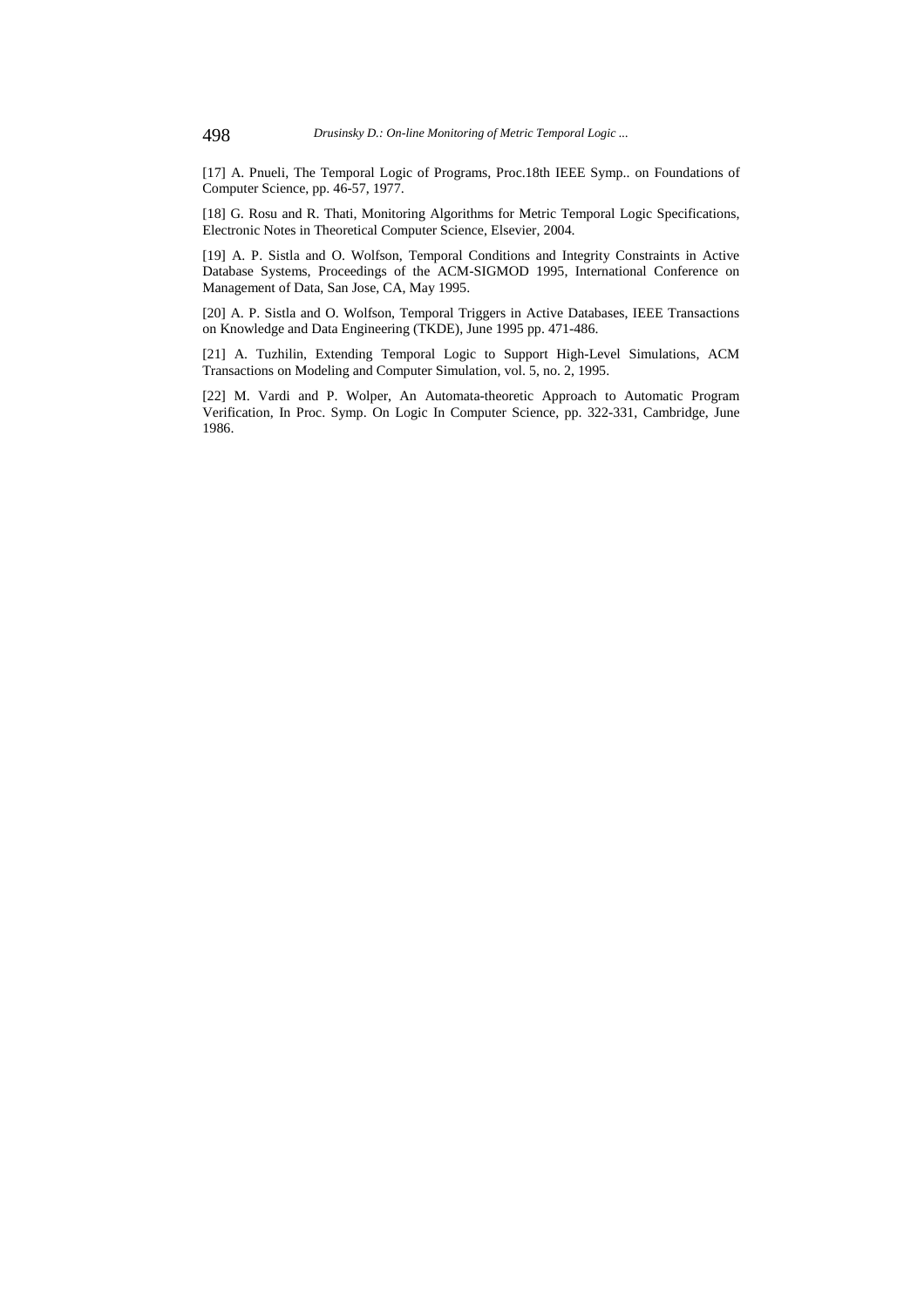[17] A. Pnueli, The Temporal Logic of Programs, Proc.18th IEEE Symp.. on Foundations of Computer Science, pp. 46-57, 1977.

[18] G. Rosu and R. Thati, Monitoring Algorithms for Metric Temporal Logic Specifications, Electronic Notes in Theoretical Computer Science, Elsevier, 2004.

[19] A. P. Sistla and O. Wolfson, Temporal Conditions and Integrity Constraints in Active Database Systems, Proceedings of the ACM-SIGMOD 1995, International Conference on Management of Data, San Jose, CA, May 1995.

[20] A. P. Sistla and O. Wolfson, Temporal Triggers in Active Databases, IEEE Transactions on Knowledge and Data Engineering (TKDE), June 1995 pp. 471-486.

[21] A. Tuzhilin, Extending Temporal Logic to Support High-Level Simulations, ACM Transactions on Modeling and Computer Simulation, vol. 5, no. 2, 1995.

[22] M. Vardi and P. Wolper, An Automata-theoretic Approach to Automatic Program Verification, In Proc. Symp. On Logic In Computer Science, pp. 322-331, Cambridge, June 1986.